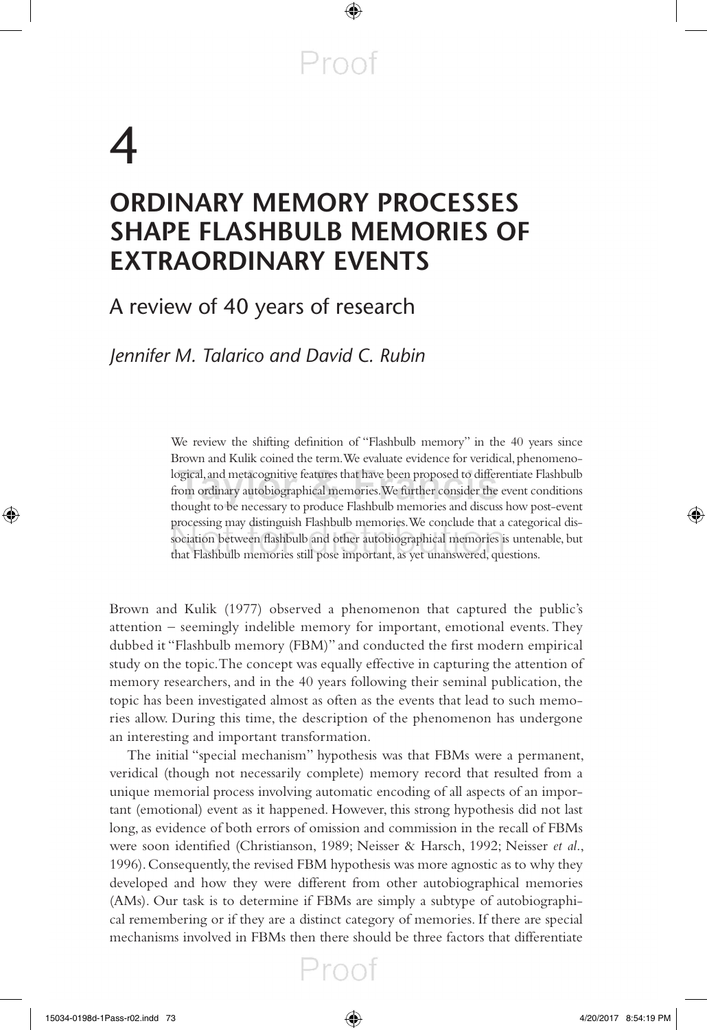# 4

# ORDINARY MEMORY PROCESSES SHAPE FLASHBULB MEMORIES OF EXTRAORDINARY EVENTS

## A review of 40 years of research

*Jennifer M. Talarico and David C. Rubin*

We review the shifting definition of "Flashbulb memory" in the 40 years since Brown and Kulik coined the term. We evaluate evidence for veridical, phenomenological, and metacognitive features that have been proposed to differentiate Flashbulb from ordinary autobiographical memories. We further consider the event conditions thought to be necessary to produce Flashbulb memories and discuss how post-event processing may distinguish Flashbulb memories. We conclude that a categorical dissociation between flashbulb and other autobiographical memories is untenable, but that Flashbulb memories still pose important, as yet unanswered, questions.

Brown and Kulik (1977) observed a phenomenon that captured the public's attention – seemingly indelible memory for important, emotional events. They dubbed it "Flashbulb memory (FBM)" and conducted the first modern empirical study on the topic. The concept was equally effective in capturing the attention of memory researchers, and in the 40 years following their seminal publication, the topic has been investigated almost as often as the events that lead to such memories allow. During this time, the description of the phenomenon has undergone an interesting and important transformation.

The initial "special mechanism" hypothesis was that FBMs were a permanent, veridical (though not necessarily complete) memory record that resulted from a unique memorial process involving automatic encoding of all aspects of an important (emotional) event as it happened. However, this strong hypothesis did not last long, as evidence of both errors of omission and commission in the recall of FBMs were soon identified (Christianson, 1989; Neisser & Harsch, 1992; Neisser *et al.*, 1996). Consequently, the revised FBM hypothesis was more agnostic as to why they developed and how they were different from other autobiographical memories (AMs). Our task is to determine if FBMs are simply a subtype of autobiographical remembering or if they are a distinct category of memories. If there are special mechanisms involved in FBMs then there should be three factors that differentiate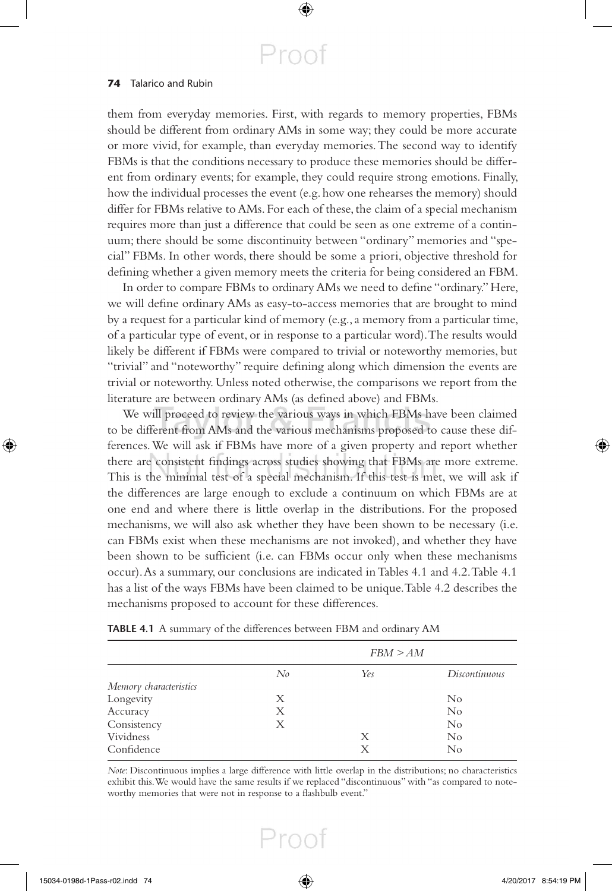them from everyday memories. First, with regards to memory properties, FBMs should be different from ordinary AMs in some way; they could be more accurate or more vivid, for example, than everyday memories. The second way to identify FBMs is that the conditions necessary to produce these memories should be different from ordinary events; for example, they could require strong emotions. Finally, how the individual processes the event (e.g. how one rehearses the memory) should differ for FBMs relative to AMs. For each of these, the claim of a special mechanism requires more than just a difference that could be seen as one extreme of a continuum; there should be some discontinuity between "ordinary" memories and "special" FBMs. In other words, there should be some a priori, objective threshold for defining whether a given memory meets the criteria for being considered an FBM.

In order to compare FBMs to ordinary AMs we need to define "ordinary." Here, we will define ordinary AMs as easy-to-access memories that are brought to mind by a request for a particular kind of memory (e.g., a memory from a particular time, of a particular type of event, or in response to a particular word). The results would likely be different if FBMs were compared to trivial or noteworthy memories, but "trivial" and "noteworthy" require defining along which dimension the events are trivial or noteworthy. Unless noted otherwise, the comparisons we report from the literature are between ordinary AMs (as defined above) and FBMs.

We will proceed to review the various ways in which FBMs have been claimed to be different from AMs and the various mechanisms proposed to cause these differences. We will ask if FBMs have more of a given property and report whether there are consistent findings across studies showing that FBMs are more extreme. This is the minimal test of a special mechanism. If this test is met, we will ask if the differences are large enough to exclude a continuum on which FBMs are at one end and where there is little overlap in the distributions. For the proposed mechanisms, we will also ask whether they have been shown to be necessary (i.e. can FBMs exist when these mechanisms are not invoked), and whether they have been shown to be sufficient (i.e. can FBMs occur only when these mechanisms occur). As a summary, our conclusions are indicated in Tables 4.1 and 4.2. Table 4.1 has a list of the ways FBMs have been claimed to be unique. Table 4.2 describes the mechanisms proposed to account for these differences.

**TABLE 4.1** A summary of the differences between FBM and ordinary AM

| | *FBM > AM* | | |
|---|---|---|---|
| | *No* | *Yes* | *Discontinuous* |
| *Memory characteristics* | | | |
| Longevity | X | | No |
| Accuracy | X | | No |
| Consistency | X | | No |
| Vividness | | X | No |
| Confidence | | X | No |

*Note*: Discontinuous implies a large difference with little overlap in the distributions; no characteristics exhibit this. We would have the same results if we replaced "discontinuous" with "as compared to noteworthy memories that were not in response to a flashbulb event."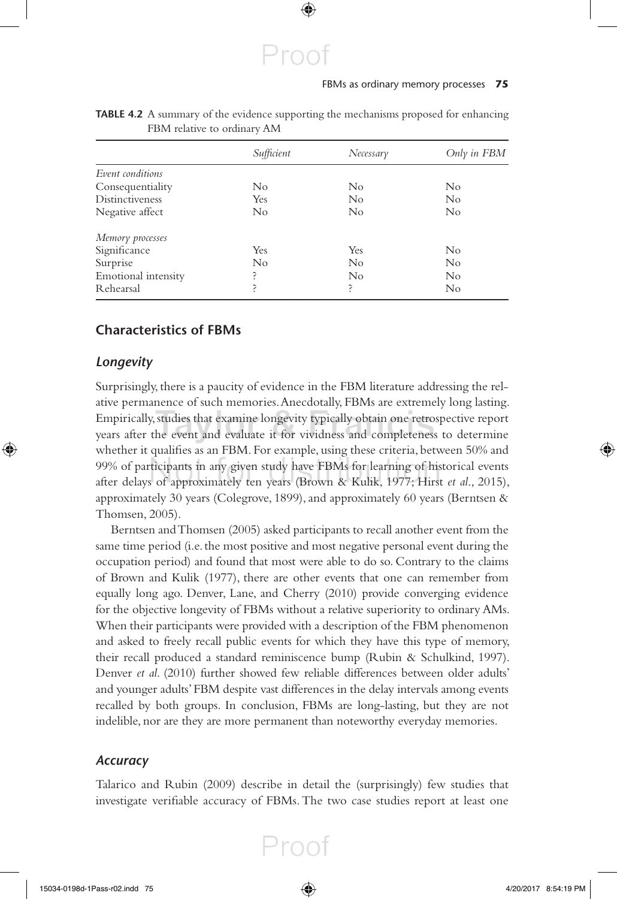**TABLE 4.2** A summary of the evidence supporting the mechanisms proposed for enhancing FBM relative to ordinary AM

| | *Sufficient* | *Necessary* | *Only in FBM* |
|---|---|---|---|
| *Event conditions* | | | |
| Consequentiality | No | No | No |
| Distinctiveness | Yes | No | No |
| Negative affect | No | No | No |
| *Memory processes* | | | |
| Significance | Yes | Yes | No |
| Surprise | No | No | No |
| Emotional intensity | ? | No | No |
| Rehearsal | ? | ? | No |

## Characteristics of FBMs

### *Longevity*

Surprisingly, there is a paucity of evidence in the FBM literature addressing the relative permanence of such memories. Anecdotally, FBMs are extremely long lasting. Empirically, studies that examine longevity typically obtain one retrospective report years after the event and evaluate it for vividness and completeness to determine whether it qualifies as an FBM. For example, using these criteria, between 50% and 99% of participants in any given study have FBMs for learning of historical events after delays of approximately ten years (Brown & Kulik, 1977; Hirst *et al*., 2015), approximately 30 years (Colegrove, 1899), and approximately 60 years (Berntsen & Thomsen, 2005).

Berntsen and Thomsen (2005) asked participants to recall another event from the same time period (i.e. the most positive and most negative personal event during the occupation period) and found that most were able to do so. Contrary to the claims of Brown and Kulik (1977), there are other events that one can remember from equally long ago. Denver, Lane, and Cherry (2010) provide converging evidence for the objective longevity of FBMs without a relative superiority to ordinary AMs. When their participants were provided with a description of the FBM phenomenon and asked to freely recall public events for which they have this type of memory, their recall produced a standard reminiscence bump (Rubin & Schulkind, 1997). Denver *et al*. (2010) further showed few reliable differences between older adults' and younger adults' FBM despite vast differences in the delay intervals among events recalled by both groups. In conclusion, FBMs are long-lasting, but they are not indelible, nor are they are more permanent than noteworthy everyday memories.

### *Accuracy*

Talarico and Rubin (2009) describe in detail the (surprisingly) few studies that investigate verifiable accuracy of FBMs. The two case studies report at least one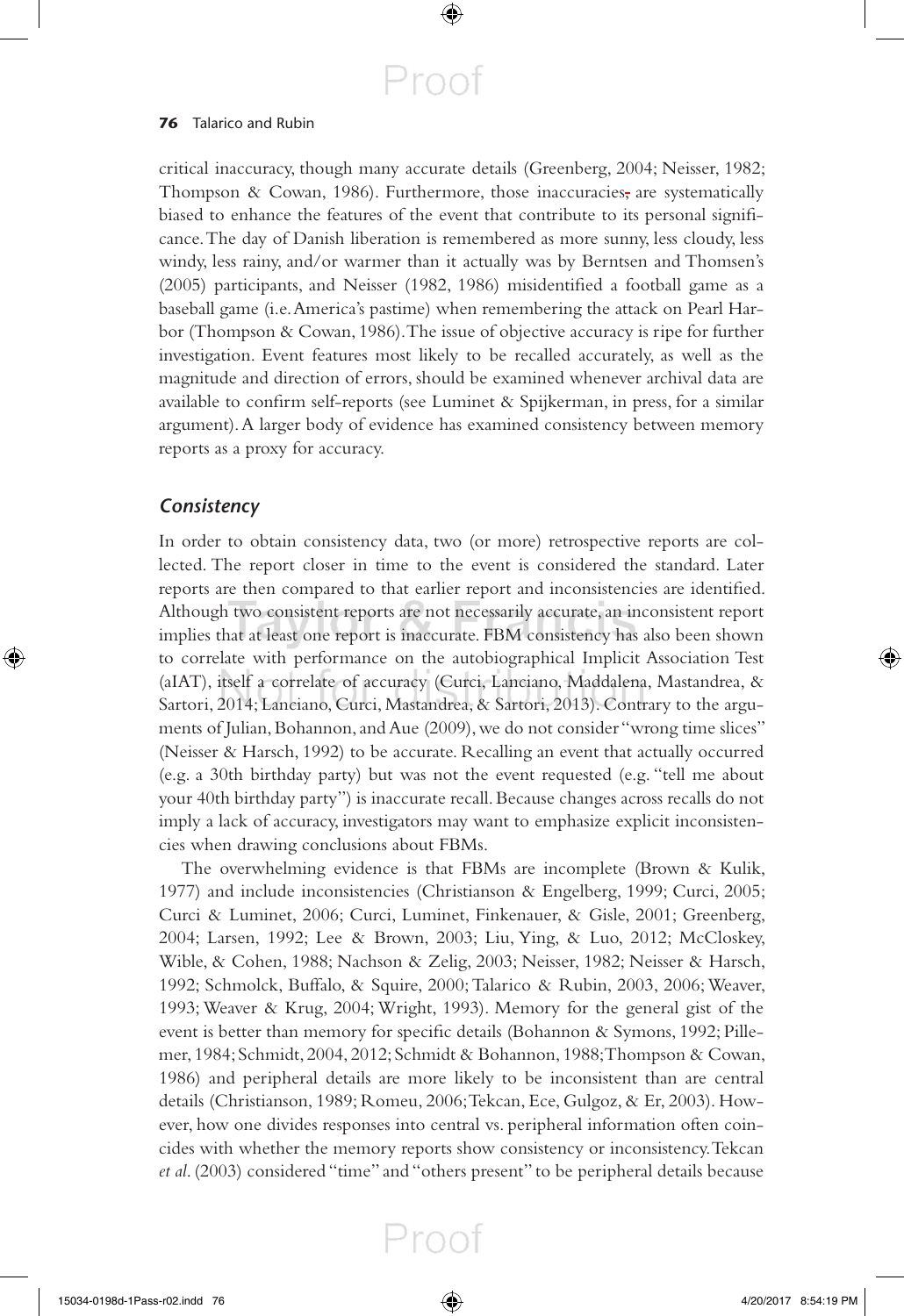critical inaccuracy, though many accurate details (Greenberg, 2004; Neisser, 1982; Thompson & Cowan, 1986). Furthermore, those inaccuracies, are systematically biased to enhance the features of the event that contribute to its personal significance. The day of Danish liberation is remembered as more sunny, less cloudy, less windy, less rainy, and/or warmer than it actually was by Berntsen and Thomsen's (2005) participants, and Neisser (1982, 1986) misidentified a football game as a baseball game (i.e. America's pastime) when remembering the attack on Pearl Harbor (Thompson & Cowan, 1986). The issue of objective accuracy is ripe for further investigation. Event features most likely to be recalled accurately, as well as the magnitude and direction of errors, should be examined whenever archival data are available to confirm self-reports (see Luminet & Spijkerman, in press, for a similar argument). A larger body of evidence has examined consistency between memory reports as a proxy for accuracy.

### *Consistency*

In order to obtain consistency data, two (or more) retrospective reports are collected. The report closer in time to the event is considered the standard. Later reports are then compared to that earlier report and inconsistencies are identified. Although two consistent reports are not necessarily accurate, an inconsistent report implies that at least one report is inaccurate. FBM consistency has also been shown to correlate with performance on the autobiographical Implicit Association Test (aIAT), itself a correlate of accuracy (Curci, Lanciano, Maddalena, Mastandrea, & Sartori, 2014; Lanciano, Curci, Mastandrea, & Sartori, 2013). Contrary to the arguments of Julian, Bohannon, and Aue (2009), we do not consider "wrong time slices" (Neisser & Harsch, 1992) to be accurate. Recalling an event that actually occurred (e.g. a 30th birthday party) but was not the event requested (e.g. "tell me about your 40th birthday party") is inaccurate recall. Because changes across recalls do not imply a lack of accuracy, investigators may want to emphasize explicit inconsistencies when drawing conclusions about FBMs.

The overwhelming evidence is that FBMs are incomplete (Brown & Kulik, 1977) and include inconsistencies (Christianson & Engelberg, 1999; Curci, 2005; Curci & Luminet, 2006; Curci, Luminet, Finkenauer, & Gisle, 2001; Greenberg, 2004; Larsen, 1992; Lee & Brown, 2003; Liu, Ying, & Luo, 2012; McCloskey, Wible, & Cohen, 1988; Nachson & Zelig, 2003; Neisser, 1982; Neisser & Harsch, 1992; Schmolck, Buffalo, & Squire, 2000; Talarico & Rubin, 2003, 2006; Weaver, 1993; Weaver & Krug, 2004; Wright, 1993). Memory for the general gist of the event is better than memory for specific details (Bohannon & Symons, 1992; Pillemer, 1984; Schmidt, 2004, 2012; Schmidt & Bohannon, 1988; Thompson & Cowan, 1986) and peripheral details are more likely to be inconsistent than are central details (Christianson, 1989; Romeu, 2006; Tekcan, Ece, Gulgoz, & Er, 2003). However, how one divides responses into central vs. peripheral information often coincides with whether the memory reports show consistency or inconsistency. Tekcan *et al.* (2003) considered "time" and "others present" to be peripheral details because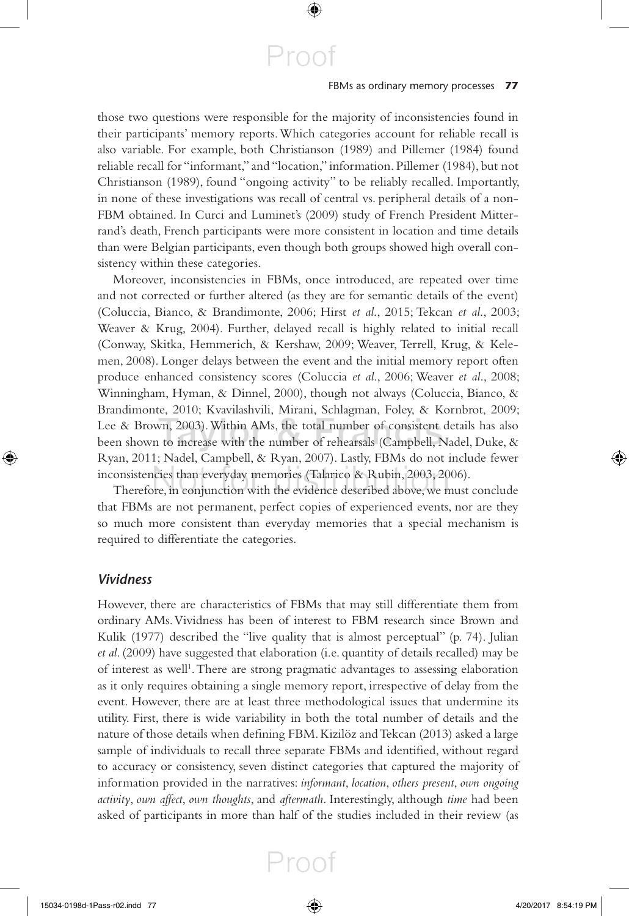those two questions were responsible for the majority of inconsistencies found in their participants' memory reports. Which categories account for reliable recall is also variable. For example, both Christianson (1989) and Pillemer (1984) found reliable recall for "informant," and "location," information. Pillemer (1984), but not Christianson (1989), found "ongoing activity" to be reliably recalled. Importantly, in none of these investigations was recall of central vs. peripheral details of a non-FBM obtained. In Curci and Luminet's (2009) study of French President Mitterrand's death, French participants were more consistent in location and time details than were Belgian participants, even though both groups showed high overall consistency within these categories.

Moreover, inconsistencies in FBMs, once introduced, are repeated over time and not corrected or further altered (as they are for semantic details of the event) (Coluccia, Bianco, & Brandimonte, 2006; Hirst *et al.*, 2015; Tekcan *et al.*, 2003; Weaver & Krug, 2004). Further, delayed recall is highly related to initial recall (Conway, Skitka, Hemmerich, & Kershaw, 2009; Weaver, Terrell, Krug, & Kelemen, 2008). Longer delays between the event and the initial memory report often produce enhanced consistency scores (Coluccia *et al.*, 2006; Weaver *et al.*, 2008; Winningham, Hyman, & Dinnel, 2000), though not always (Coluccia, Bianco, & Brandimonte, 2010; Kvavilashvili, Mirani, Schlagman, Foley, & Kornbrot, 2009; Lee & Brown, 2003). Within AMs, the total number of consistent details has also been shown to increase with the number of rehearsals (Campbell, Nadel, Duke, & Ryan, 2011; Nadel, Campbell, & Ryan, 2007). Lastly, FBMs do not include fewer inconsistencies than everyday memories (Talarico & Rubin, 2003, 2006).

Therefore, in conjunction with the evidence described above, we must conclude that FBMs are not permanent, perfect copies of experienced events, nor are they so much more consistent than everyday memories that a special mechanism is required to differentiate the categories.

### *Vividness*

However, there are characteristics of FBMs that may still differentiate them from ordinary AMs. Vividness has been of interest to FBM research since Brown and Kulik (1977) described the "live quality that is almost perceptual" (p. 74). Julian *et al.* (2009) have suggested that elaboration (i.e. quantity of details recalled) may be of interest as well[1]. There are strong pragmatic advantages to assessing elaboration as it only requires obtaining a single memory report, irrespective of delay from the event. However, there are at least three methodological issues that undermine its utility. First, there is wide variability in both the total number of details and the nature of those details when defining FBM. Kizilöz and Tekcan (2013) asked a large sample of individuals to recall three separate FBMs and identified, without regard to accuracy or consistency, seven distinct categories that captured the majority of information provided in the narratives: *informant*, *location*, *others present*, *own ongoing activity*, *own affect*, *own thoughts*, and *aftermath*. Interestingly, although *time* had been asked of participants in more than half of the studies included in their review (as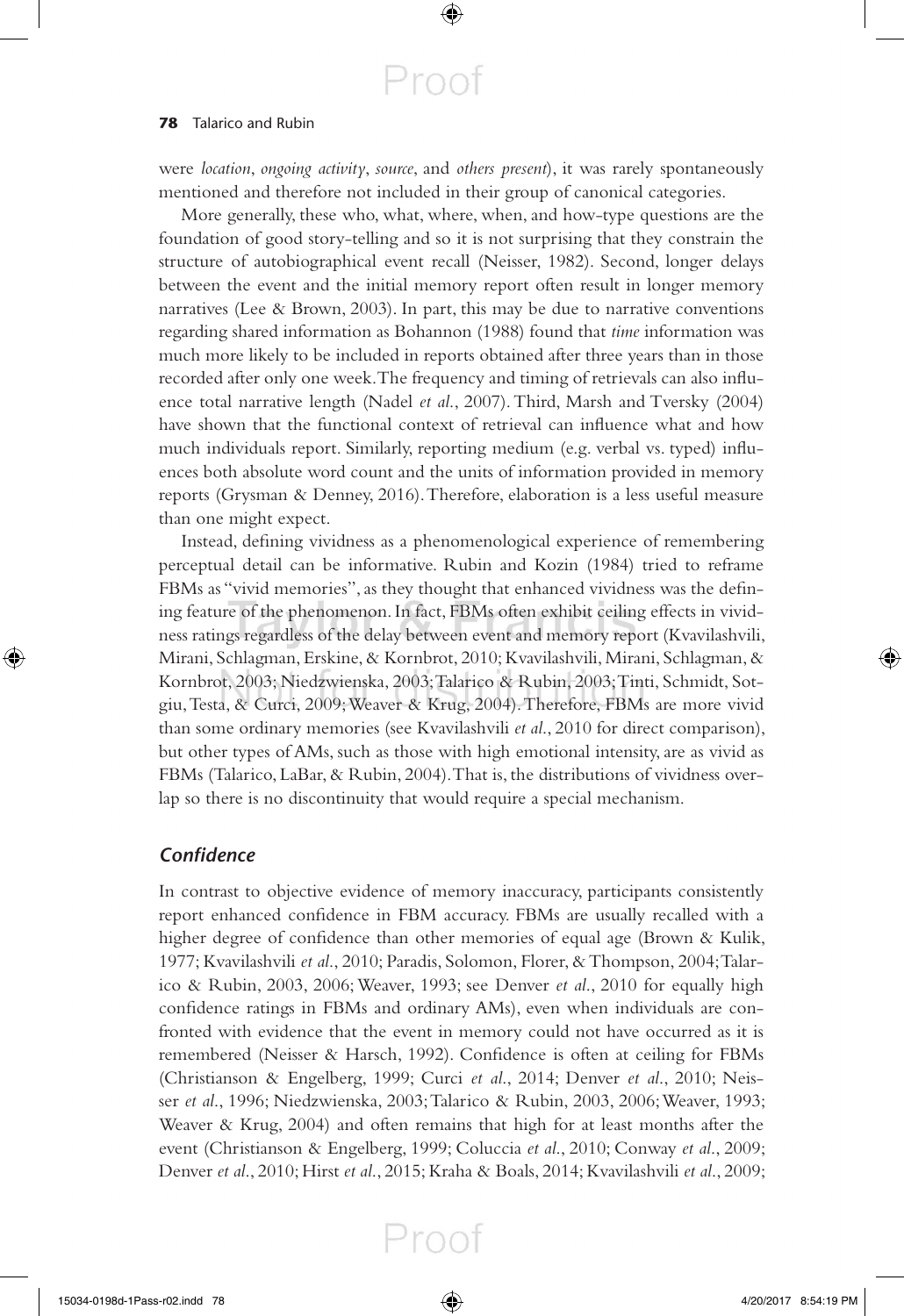were *location*, *ongoing activity*, *source*, and *others present*), it was rarely spontaneously mentioned and therefore not included in their group of canonical categories.

More generally, these who, what, where, when, and how-type questions are the foundation of good story-telling and so it is not surprising that they constrain the structure of autobiographical event recall (Neisser, 1982). Second, longer delays between the event and the initial memory report often result in longer memory narratives (Lee & Brown, 2003). In part, this may be due to narrative conventions regarding shared information as Bohannon (1988) found that *time* information was much more likely to be included in reports obtained after three years than in those recorded after only one week. The frequency and timing of retrievals can also influence total narrative length (Nadel *et al.*, 2007). Third, Marsh and Tversky (2004) have shown that the functional context of retrieval can influence what and how much individuals report. Similarly, reporting medium (e.g. verbal vs. typed) influences both absolute word count and the units of information provided in memory reports (Grysman & Denney, 2016). Therefore, elaboration is a less useful measure than one might expect.

Instead, defining vividness as a phenomenological experience of remembering perceptual detail can be informative. Rubin and Kozin (1984) tried to reframe FBMs as "vivid memories", as they thought that enhanced vividness was the defining feature of the phenomenon. In fact, FBMs often exhibit ceiling effects in vividness ratings regardless of the delay between event and memory report (Kvavilashvili, Mirani, Schlagman, Erskine, & Kornbrot, 2010; Kvavilashvili, Mirani, Schlagman, & Kornbrot, 2003; Niedzwienska, 2003; Talarico & Rubin, 2003; Tinti, Schmidt, Sotgiu, Testa, & Curci, 2009; Weaver & Krug, 2004). Therefore, FBMs are more vivid than some ordinary memories (see Kvavilashvili *et al.*, 2010 for direct comparison), but other types of AMs, such as those with high emotional intensity, are as vivid as FBMs (Talarico, LaBar, & Rubin, 2004). That is, the distributions of vividness overlap so there is no discontinuity that would require a special mechanism.

### *Confidence*

In contrast to objective evidence of memory inaccuracy, participants consistently report enhanced confidence in FBM accuracy. FBMs are usually recalled with a higher degree of confidence than other memories of equal age (Brown & Kulik, 1977; Kvavilashvili *et al.*, 2010; Paradis, Solomon, Florer, & Thompson, 2004; Talarico & Rubin, 2003, 2006; Weaver, 1993; see Denver *et al.*, 2010 for equally high confidence ratings in FBMs and ordinary AMs), even when individuals are confronted with evidence that the event in memory could not have occurred as it is remembered (Neisser & Harsch, 1992). Confidence is often at ceiling for FBMs (Christianson & Engelberg, 1999; Curci *et al.*, 2014; Denver *et al.*, 2010; Neisser *et al.*, 1996; Niedzwienska, 2003; Talarico & Rubin, 2003, 2006; Weaver, 1993; Weaver & Krug, 2004) and often remains that high for at least months after the event (Christianson & Engelberg, 1999; Coluccia *et al.*, 2010; Conway *et al.*, 2009; Denver *et al.*, 2010; Hirst *et al.*, 2015; Kraha & Boals, 2014; Kvavilashvili *et al.*, 2009;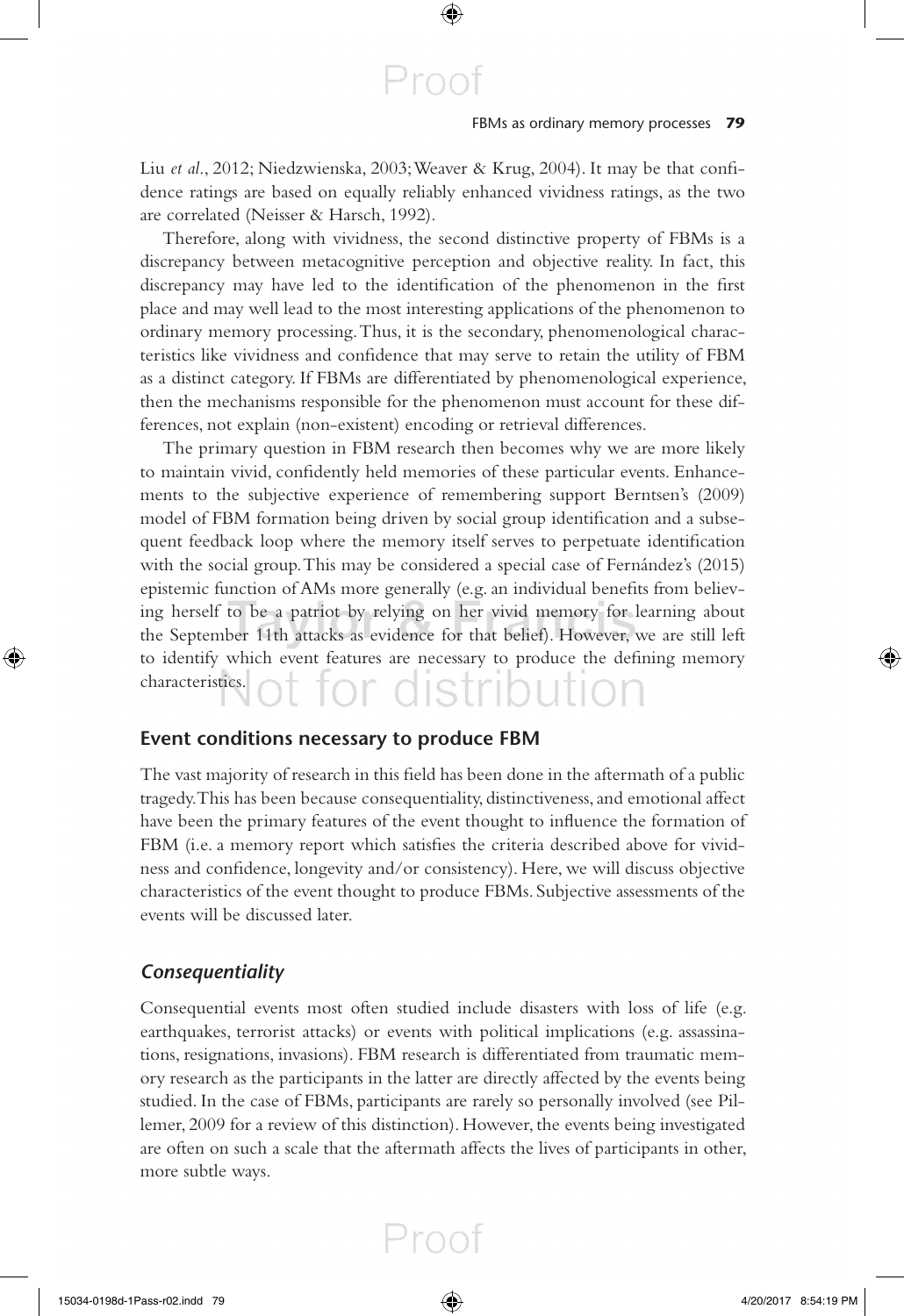Liu *et al.*, 2012; Niedzwienska, 2003; Weaver & Krug, 2004). It may be that confidence ratings are based on equally reliably enhanced vividness ratings, as the two are correlated (Neisser & Harsch, 1992).

Therefore, along with vividness, the second distinctive property of FBMs is a discrepancy between metacognitive perception and objective reality. In fact, this discrepancy may have led to the identification of the phenomenon in the first place and may well lead to the most interesting applications of the phenomenon to ordinary memory processing. Thus, it is the secondary, phenomenological characteristics like vividness and confidence that may serve to retain the utility of FBM as a distinct category. If FBMs are differentiated by phenomenological experience, then the mechanisms responsible for the phenomenon must account for these differences, not explain (non-existent) encoding or retrieval differences.

The primary question in FBM research then becomes why we are more likely to maintain vivid, confidently held memories of these particular events. Enhancements to the subjective experience of remembering support Berntsen's (2009) model of FBM formation being driven by social group identification and a subsequent feedback loop where the memory itself serves to perpetuate identification with the social group. This may be considered a special case of Fernández's (2015) epistemic function of AMs more generally (e.g. an individual benefits from believing herself to be a patriot by relying on her vivid memory for learning about the September 11th attacks as evidence for that belief). However, we are still left to identify which event features are necessary to produce the defining memory characteristics.

## Event conditions necessary to produce FBM

The vast majority of research in this field has been done in the aftermath of a public tragedy. This has been because consequentiality, distinctiveness, and emotional affect have been the primary features of the event thought to influence the formation of FBM (i.e. a memory report which satisfies the criteria described above for vividness and confidence, longevity and/or consistency). Here, we will discuss objective characteristics of the event thought to produce FBMs. Subjective assessments of the events will be discussed later.

### *Consequentiality*

Consequential events most often studied include disasters with loss of life (e.g. earthquakes, terrorist attacks) or events with political implications (e.g. assassinations, resignations, invasions). FBM research is differentiated from traumatic memory research as the participants in the latter are directly affected by the events being studied. In the case of FBMs, participants are rarely so personally involved (see Pillemer, 2009 for a review of this distinction). However, the events being investigated are often on such a scale that the aftermath affects the lives of participants in other, more subtle ways.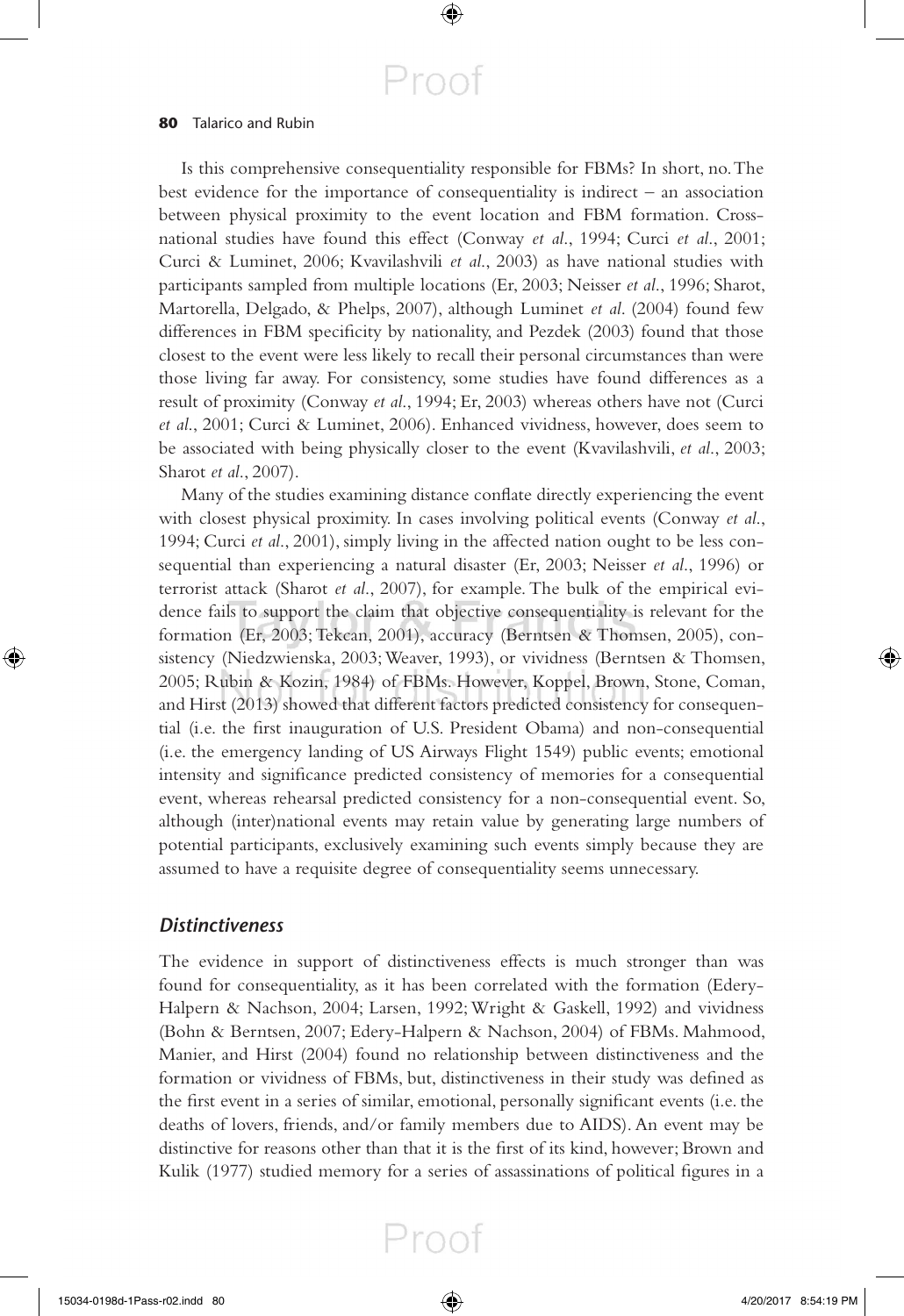Is this comprehensive consequentiality responsible for FBMs? In short, no. The best evidence for the importance of consequentiality is indirect – an association between physical proximity to the event location and FBM formation. Cross-national studies have found this effect (Conway *et al.*, 1994; Curci *et al.*, 2001; Curci & Luminet, 2006; Kvavilashvili *et al.*, 2003) as have national studies with participants sampled from multiple locations (Er, 2003; Neisser *et al.*, 1996; Sharot, Martorella, Delgado, & Phelps, 2007), although Luminet *et al.* (2004) found few differences in FBM specificity by nationality, and Pezdek (2003) found that those closest to the event were less likely to recall their personal circumstances than were those living far away. For consistency, some studies have found differences as a result of proximity (Conway *et al.*, 1994; Er, 2003) whereas others have not (Curci *et al.*, 2001; Curci & Luminet, 2006). Enhanced vividness, however, does seem to be associated with being physically closer to the event (Kvavilashvili, *et al.*, 2003; Sharot *et al.*, 2007).

Many of the studies examining distance conflate directly experiencing the event with closest physical proximity. In cases involving political events (Conway *et al.*, 1994; Curci *et al.*, 2001), simply living in the affected nation ought to be less consequential than experiencing a natural disaster (Er, 2003; Neisser *et al.*, 1996) or terrorist attack (Sharot *et al.*, 2007), for example. The bulk of the empirical evidence fails to support the claim that objective consequentiality is relevant for the formation (Er, 2003; Tekcan, 2001), accuracy (Berntsen & Thomsen, 2005), consistency (Niedzwienska, 2003; Weaver, 1993), or vividness (Berntsen & Thomsen, 2005; Rubin & Kozin, 1984) of FBMs. However, Koppel, Brown, Stone, Coman, and Hirst (2013) showed that different factors predicted consistency for consequential (i.e. the first inauguration of U.S. President Obama) and non-consequential (i.e. the emergency landing of US Airways Flight 1549) public events; emotional intensity and significance predicted consistency of memories for a consequential event, whereas rehearsal predicted consistency for a non-consequential event. So, although (inter)national events may retain value by generating large numbers of potential participants, exclusively examining such events simply because they are assumed to have a requisite degree of consequentiality seems unnecessary.

### *Distinctiveness*

The evidence in support of distinctiveness effects is much stronger than was found for consequentiality, as it has been correlated with the formation (Edery-Halpern & Nachson, 2004; Larsen, 1992; Wright & Gaskell, 1992) and vividness (Bohn & Berntsen, 2007; Edery-Halpern & Nachson, 2004) of FBMs. Mahmood, Manier, and Hirst (2004) found no relationship between distinctiveness and the formation or vividness of FBMs, but, distinctiveness in their study was defined as the first event in a series of similar, emotional, personally significant events (i.e. the deaths of lovers, friends, and/or family members due to AIDS). An event may be distinctive for reasons other than that it is the first of its kind, however; Brown and Kulik (1977) studied memory for a series of assassinations of political figures in a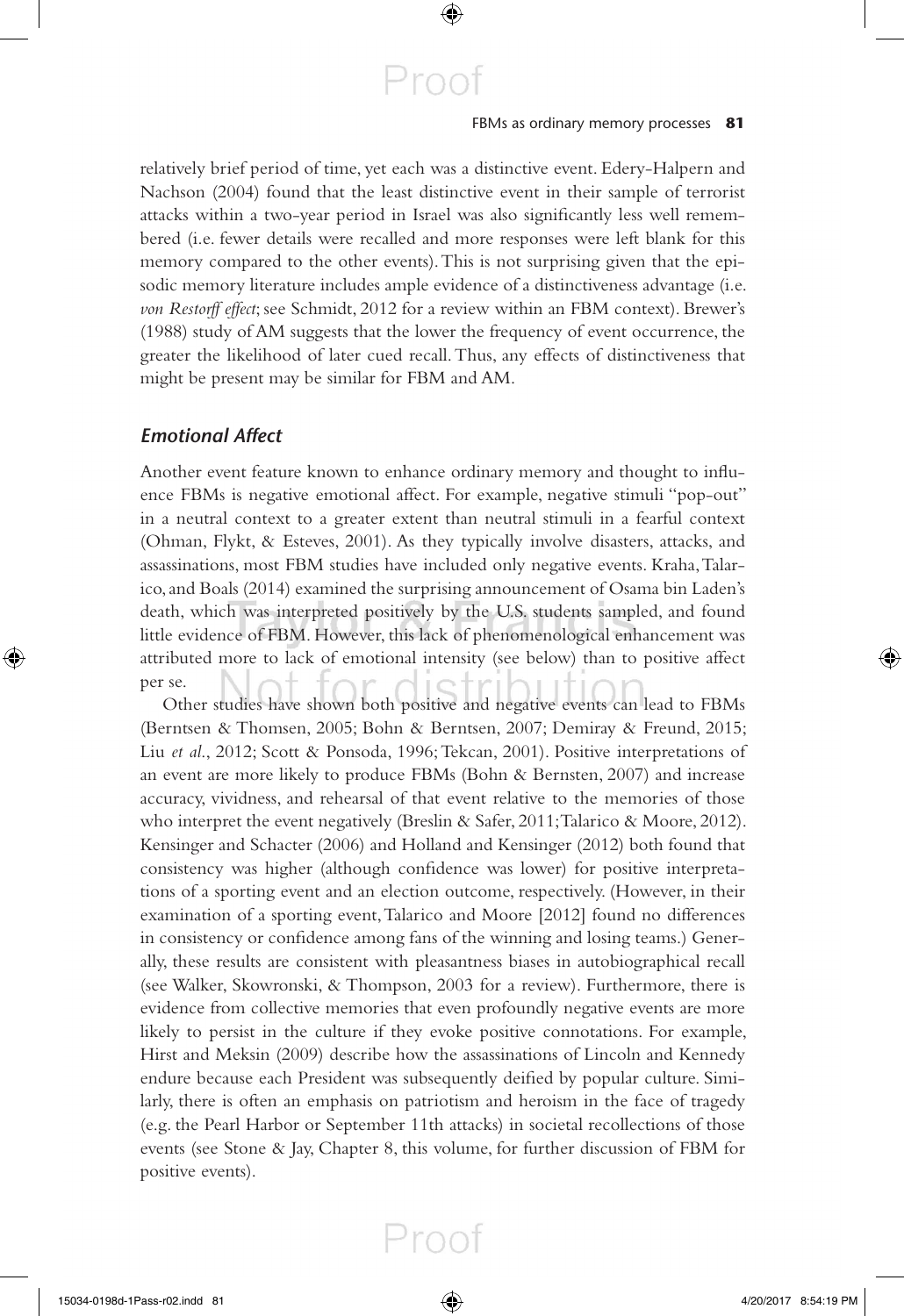relatively brief period of time, yet each was a distinctive event. Edery-Halpern and Nachson (2004) found that the least distinctive event in their sample of terrorist attacks within a two-year period in Israel was also significantly less well remembered (i.e. fewer details were recalled and more responses were left blank for this memory compared to the other events). This is not surprising given that the episodic memory literature includes ample evidence of a distinctiveness advantage (i.e. *von Restorff effect*; see Schmidt, 2012 for a review within an FBM context). Brewer's (1988) study of AM suggests that the lower the frequency of event occurrence, the greater the likelihood of later cued recall. Thus, any effects of distinctiveness that might be present may be similar for FBM and AM.

### *Emotional Affect*

Another event feature known to enhance ordinary memory and thought to influence FBMs is negative emotional affect. For example, negative stimuli "pop-out" in a neutral context to a greater extent than neutral stimuli in a fearful context (Ohman, Flykt, & Esteves, 2001). As they typically involve disasters, attacks, and assassinations, most FBM studies have included only negative events. Kraha, Talarico, and Boals (2014) examined the surprising announcement of Osama bin Laden's death, which was interpreted positively by the U.S. students sampled, and found little evidence of FBM. However, this lack of phenomenological enhancement was attributed more to lack of emotional intensity (see below) than to positive affect per se.

Other studies have shown both positive and negative events can lead to FBMs (Berntsen & Thomsen, 2005; Bohn & Berntsen, 2007; Demiray & Freund, 2015; Liu *et al.*, 2012; Scott & Ponsoda, 1996; Tekcan, 2001). Positive interpretations of an event are more likely to produce FBMs (Bohn & Bernsten, 2007) and increase accuracy, vividness, and rehearsal of that event relative to the memories of those who interpret the event negatively (Breslin & Safer, 2011; Talarico & Moore, 2012). Kensinger and Schacter (2006) and Holland and Kensinger (2012) both found that consistency was higher (although confidence was lower) for positive interpretations of a sporting event and an election outcome, respectively. (However, in their examination of a sporting event, Talarico and Moore [2012] found no differences in consistency or confidence among fans of the winning and losing teams.) Generally, these results are consistent with pleasantness biases in autobiographical recall (see Walker, Skowronski, & Thompson, 2003 for a review). Furthermore, there is evidence from collective memories that even profoundly negative events are more likely to persist in the culture if they evoke positive connotations. For example, Hirst and Meksin (2009) describe how the assassinations of Lincoln and Kennedy endure because each President was subsequently deified by popular culture. Similarly, there is often an emphasis on patriotism and heroism in the face of tragedy (e.g. the Pearl Harbor or September 11th attacks) in societal recollections of those events (see Stone & Jay, Chapter 8, this volume, for further discussion of FBM for positive events).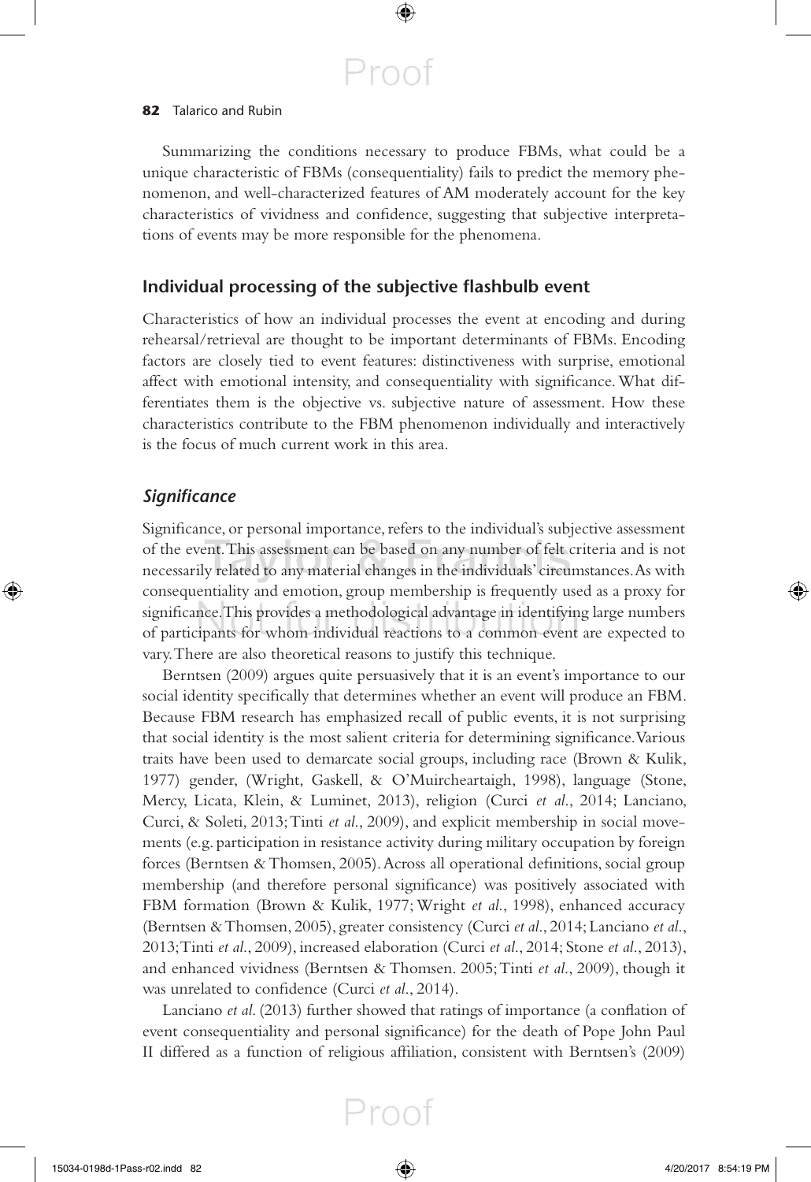Summarizing the conditions necessary to produce FBMs, what could be a unique characteristic of FBMs (consequentiality) fails to predict the memory phenomenon, and well-characterized features of AM moderately account for the key characteristics of vividness and confidence, suggesting that subjective interpretations of events may be more responsible for the phenomena.

## Individual processing of the subjective flashbulb event

Characteristics of how an individual processes the event at encoding and during rehearsal/retrieval are thought to be important determinants of FBMs. Encoding factors are closely tied to event features: distinctiveness with surprise, emotional affect with emotional intensity, and consequentiality with significance. What differentiates them is the objective vs. subjective nature of assessment. How these characteristics contribute to the FBM phenomenon individually and interactively is the focus of much current work in this area.

### *Significance*

Significance, or personal importance, refers to the individual's subjective assessment of the event. This assessment can be based on any number of felt criteria and is not necessarily related to any material changes in the individuals' circumstances. As with consequentiality and emotion, group membership is frequently used as a proxy for significance. This provides a methodological advantage in identifying large numbers of participants for whom individual reactions to a common event are expected to vary. There are also theoretical reasons to justify this technique.

Berntsen (2009) argues quite persuasively that it is an event's importance to our social identity specifically that determines whether an event will produce an FBM. Because FBM research has emphasized recall of public events, it is not surprising that social identity is the most salient criteria for determining significance. Various traits have been used to demarcate social groups, including race (Brown & Kulik, 1977) gender, (Wright, Gaskell, & O'Muircheartaigh, 1998), language (Stone, Mercy, Licata, Klein, & Luminet, 2013), religion (Curci *et al.*, 2014; Lanciano, Curci, & Soleti, 2013; Tinti *et al.*, 2009), and explicit membership in social movements (e.g. participation in resistance activity during military occupation by foreign forces (Berntsen & Thomsen, 2005). Across all operational definitions, social group membership (and therefore personal significance) was positively associated with FBM formation (Brown & Kulik, 1977; Wright *et al.*, 1998), enhanced accuracy (Berntsen & Thomsen, 2005), greater consistency (Curci *et al.*, 2014; Lanciano *et al.*, 2013; Tinti *et al.*, 2009), increased elaboration (Curci *et al.*, 2014; Stone *et al.*, 2013), and enhanced vividness (Berntsen & Thomsen. 2005; Tinti *et al.*, 2009), though it was unrelated to confidence (Curci *et al.*, 2014).

Lanciano *et al.* (2013) further showed that ratings of importance (a conflation of event consequentiality and personal significance) for the death of Pope John Paul II differed as a function of religious affiliation, consistent with Berntsen's (2009)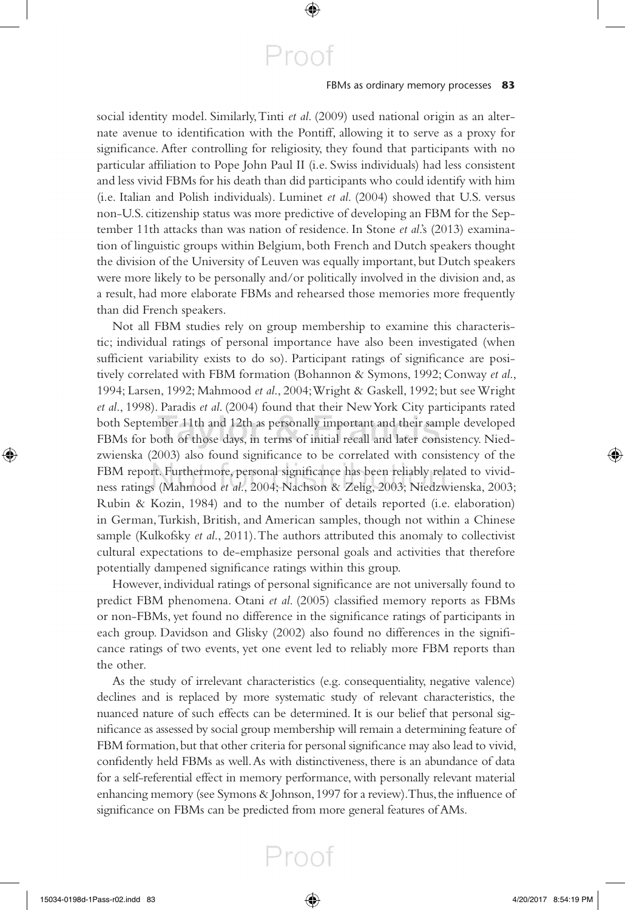social identity model. Similarly, Tinti *et al*. (2009) used national origin as an alternate avenue to identification with the Pontiff, allowing it to serve as a proxy for significance. After controlling for religiosity, they found that participants with no particular affiliation to Pope John Paul II (i.e. Swiss individuals) had less consistent and less vivid FBMs for his death than did participants who could identify with him (i.e. Italian and Polish individuals). Luminet *et al*. (2004) showed that U.S. versus non-U.S. citizenship status was more predictive of developing an FBM for the September 11th attacks than was nation of residence. In Stone *et al*.'s (2013) examination of linguistic groups within Belgium, both French and Dutch speakers thought the division of the University of Leuven was equally important, but Dutch speakers were more likely to be personally and/or politically involved in the division and, as a result, had more elaborate FBMs and rehearsed those memories more frequently than did French speakers.

Not all FBM studies rely on group membership to examine this characteristic; individual ratings of personal importance have also been investigated (when sufficient variability exists to do so). Participant ratings of significance are positively correlated with FBM formation (Bohannon & Symons, 1992; Conway *et al*., 1994; Larsen, 1992; Mahmood *et al*., 2004; Wright & Gaskell, 1992; but see Wright *et al*., 1998). Paradis *et al*. (2004) found that their New York City participants rated both September 11th and 12th as personally important and their sample developed FBMs for both of those days, in terms of initial recall and later consistency. Niedzwienska (2003) also found significance to be correlated with consistency of the FBM report. Furthermore, personal significance has been reliably related to vividness ratings (Mahmood *et al*., 2004; Nachson & Zelig, 2003; Niedzwienska, 2003; Rubin & Kozin, 1984) and to the number of details reported (i.e. elaboration) in German, Turkish, British, and American samples, though not within a Chinese sample (Kulkofsky *et al*., 2011). The authors attributed this anomaly to collectivist cultural expectations to de-emphasize personal goals and activities that therefore potentially dampened significance ratings within this group.

However, individual ratings of personal significance are not universally found to predict FBM phenomena. Otani *et al*. (2005) classified memory reports as FBMs or non-FBMs, yet found no difference in the significance ratings of participants in each group. Davidson and Glisky (2002) also found no differences in the significance ratings of two events, yet one event led to reliably more FBM reports than the other.

As the study of irrelevant characteristics (e.g. consequentiality, negative valence) declines and is replaced by more systematic study of relevant characteristics, the nuanced nature of such effects can be determined. It is our belief that personal significance as assessed by social group membership will remain a determining feature of FBM formation, but that other criteria for personal significance may also lead to vivid, confidently held FBMs as well. As with distinctiveness, there is an abundance of data for a self-referential effect in memory performance, with personally relevant material enhancing memory (see Symons & Johnson, 1997 for a review). Thus, the influence of significance on FBMs can be predicted from more general features of AMs.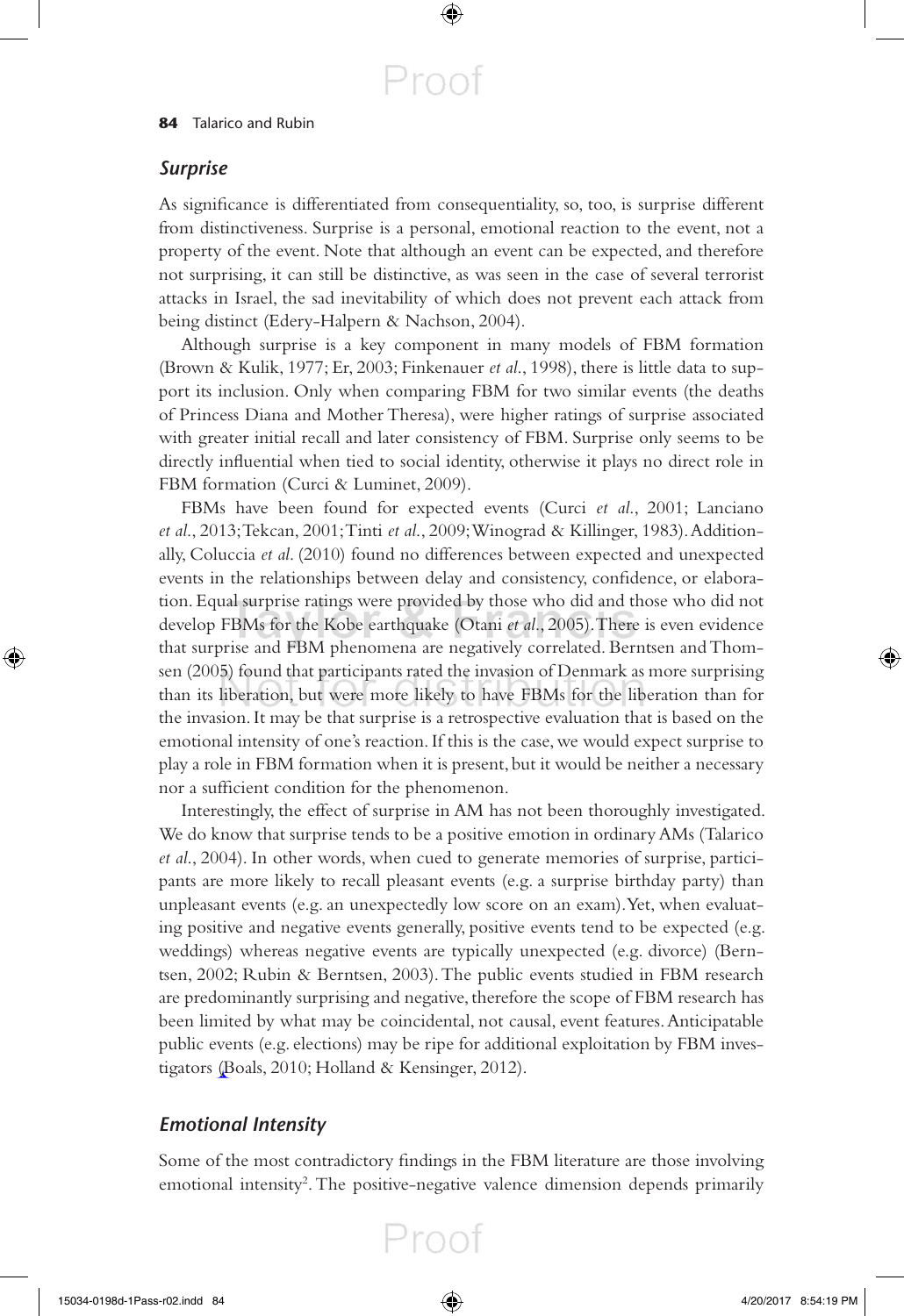### *Surprise*

As significance is differentiated from consequentiality, so, too, is surprise different from distinctiveness. Surprise is a personal, emotional reaction to the event, not a property of the event. Note that although an event can be expected, and therefore not surprising, it can still be distinctive, as was seen in the case of several terrorist attacks in Israel, the sad inevitability of which does not prevent each attack from being distinct (Edery-Halpern & Nachson, 2004).

Although surprise is a key component in many models of FBM formation (Brown & Kulik, 1977; Er, 2003; Finkenauer *et al.*, 1998), there is little data to support its inclusion. Only when comparing FBM for two similar events (the deaths of Princess Diana and Mother Theresa), were higher ratings of surprise associated with greater initial recall and later consistency of FBM. Surprise only seems to be directly influential when tied to social identity, otherwise it plays no direct role in FBM formation (Curci & Luminet, 2009).

FBMs have been found for expected events (Curci *et al.*, 2001; Lanciano *et al.*, 2013; Tekcan, 2001; Tinti *et al.*, 2009; Winograd & Killinger, 1983). Additionally, Coluccia *et al.* (2010) found no differences between expected and unexpected events in the relationships between delay and consistency, confidence, or elaboration. Equal surprise ratings were provided by those who did and those who did not develop FBMs for the Kobe earthquake (Otani *et al.*, 2005). There is even evidence that surprise and FBM phenomena are negatively correlated. Berntsen and Thomsen (2005) found that participants rated the invasion of Denmark as more surprising than its liberation, but were more likely to have FBMs for the liberation than for the invasion. It may be that surprise is a retrospective evaluation that is based on the emotional intensity of one's reaction. If this is the case, we would expect surprise to play a role in FBM formation when it is present, but it would be neither a necessary nor a sufficient condition for the phenomenon.

Interestingly, the effect of surprise in AM has not been thoroughly investigated. We do know that surprise tends to be a positive emotion in ordinary AMs (Talarico *et al.*, 2004). In other words, when cued to generate memories of surprise, participants are more likely to recall pleasant events (e.g. a surprise birthday party) than unpleasant events (e.g. an unexpectedly low score on an exam). Yet, when evaluating positive and negative events generally, positive events tend to be expected (e.g. weddings) whereas negative events are typically unexpected (e.g. divorce) (Berntsen, 2002; Rubin & Berntsen, 2003). The public events studied in FBM research are predominantly surprising and negative, therefore the scope of FBM research has been limited by what may be coincidental, not causal, event features. Anticipatable public events (e.g. elections) may be ripe for additional exploitation by FBM investigators (Boals, 2010; Holland & Kensinger, 2012).

### *Emotional Intensity*

Some of the most contradictory findings in the FBM literature are those involving emotional intensity[2]. The positive-negative valence dimension depends primarily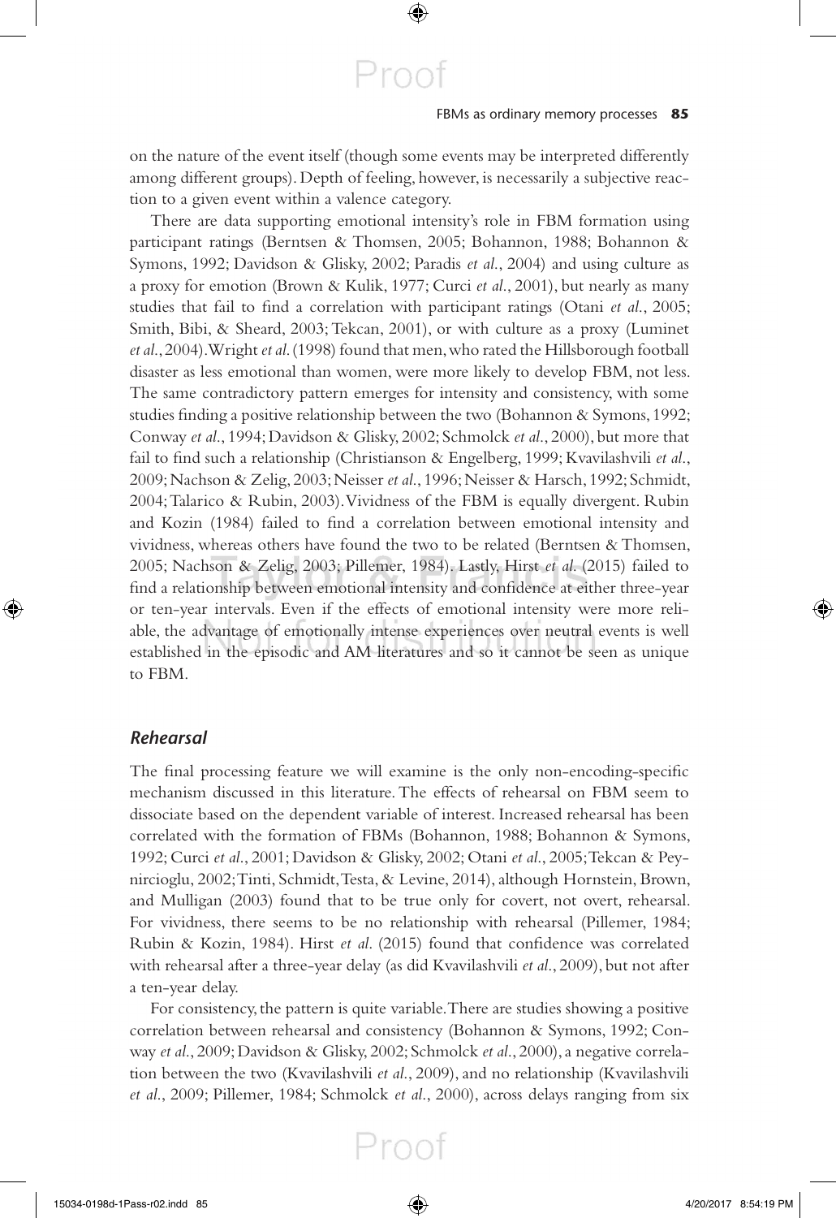on the nature of the event itself (though some events may be interpreted differently among different groups). Depth of feeling, however, is necessarily a subjective reaction to a given event within a valence category.

There are data supporting emotional intensity's role in FBM formation using participant ratings (Berntsen & Thomsen, 2005; Bohannon, 1988; Bohannon & Symons, 1992; Davidson & Glisky, 2002; Paradis *et al.*, 2004) and using culture as a proxy for emotion (Brown & Kulik, 1977; Curci *et al.*, 2001), but nearly as many studies that fail to find a correlation with participant ratings (Otani *et al.*, 2005; Smith, Bibi, & Sheard, 2003; Tekcan, 2001), or with culture as a proxy (Luminet *et al.*, 2004). Wright *et al.* (1998) found that men, who rated the Hillsborough football disaster as less emotional than women, were more likely to develop FBM, not less. The same contradictory pattern emerges for intensity and consistency, with some studies finding a positive relationship between the two (Bohannon & Symons, 1992; Conway *et al.*, 1994; Davidson & Glisky, 2002; Schmolck *et al.*, 2000), but more that fail to find such a relationship (Christianson & Engelberg, 1999; Kvavilashvili *et al.*, 2009; Nachson & Zelig, 2003; Neisser *et al.*, 1996; Neisser & Harsch, 1992; Schmidt, 2004; Talarico & Rubin, 2003). Vividness of the FBM is equally divergent. Rubin and Kozin (1984) failed to find a correlation between emotional intensity and vividness, whereas others have found the two to be related (Berntsen & Thomsen, 2005; Nachson & Zelig, 2003; Pillemer, 1984). Lastly, Hirst *et al.* (2015) failed to find a relationship between emotional intensity and confidence at either three-year or ten-year intervals. Even if the effects of emotional intensity were more reliable, the advantage of emotionally intense experiences over neutral events is well established in the episodic and AM literatures and so it cannot be seen as unique to FBM.

### *Rehearsal*

The final processing feature we will examine is the only non-encoding-specific mechanism discussed in this literature. The effects of rehearsal on FBM seem to dissociate based on the dependent variable of interest. Increased rehearsal has been correlated with the formation of FBMs (Bohannon, 1988; Bohannon & Symons, 1992; Curci *et al.*, 2001; Davidson & Glisky, 2002; Otani *et al.*, 2005; Tekcan & Peynircioglu, 2002; Tinti, Schmidt, Testa, & Levine, 2014), although Hornstein, Brown, and Mulligan (2003) found that to be true only for covert, not overt, rehearsal. For vividness, there seems to be no relationship with rehearsal (Pillemer, 1984; Rubin & Kozin, 1984). Hirst *et al.* (2015) found that confidence was correlated with rehearsal after a three-year delay (as did Kvavilashvili *et al.*, 2009), but not after a ten-year delay.

For consistency, the pattern is quite variable. There are studies showing a positive correlation between rehearsal and consistency (Bohannon & Symons, 1992; Conway *et al.*, 2009; Davidson & Glisky, 2002; Schmolck *et al.*, 2000), a negative correlation between the two (Kvavilashvili *et al.*, 2009), and no relationship (Kvavilashvili *et al.*, 2009; Pillemer, 1984; Schmolck *et al.*, 2000), across delays ranging from six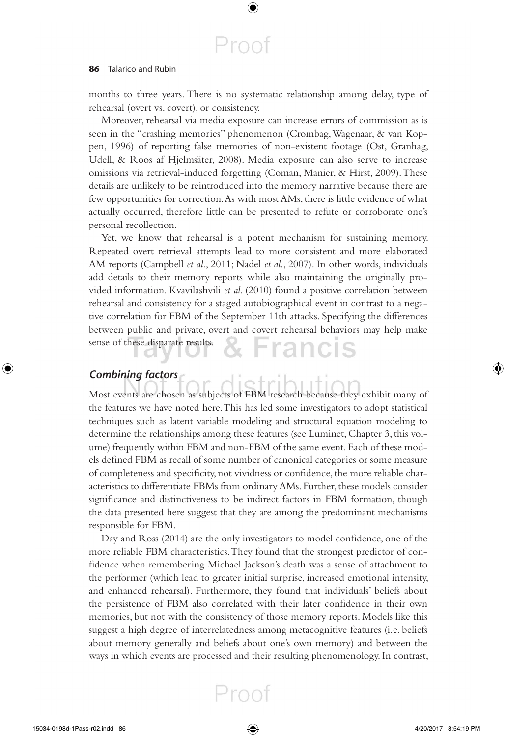months to three years. There is no systematic relationship among delay, type of rehearsal (overt vs. covert), or consistency.

Moreover, rehearsal via media exposure can increase errors of commission as is seen in the "crashing memories" phenomenon (Crombag, Wagenaar, & van Koppen, 1996) of reporting false memories of non-existent footage (Ost, Granhag, Udell, & Roos af Hjelmsäter, 2008). Media exposure can also serve to increase omissions via retrieval-induced forgetting (Coman, Manier, & Hirst, 2009). These details are unlikely to be reintroduced into the memory narrative because there are few opportunities for correction. As with most AMs, there is little evidence of what actually occurred, therefore little can be presented to refute or corroborate one's personal recollection.

Yet, we know that rehearsal is a potent mechanism for sustaining memory. Repeated overt retrieval attempts lead to more consistent and more elaborated AM reports (Campbell *et al.*, 2011; Nadel *et al.*, 2007). In other words, individuals add details to their memory reports while also maintaining the originally provided information. Kvavilashvili *et al.* (2010) found a positive correlation between rehearsal and consistency for a staged autobiographical event in contrast to a negative correlation for FBM of the September 11th attacks. Specifying the differences between public and private, overt and covert rehearsal behaviors may help make sense of these disparate results.

### *Combining factors*

Most events are chosen as subjects of FBM research because they exhibit many of the features we have noted here. This has led some investigators to adopt statistical techniques such as latent variable modeling and structural equation modeling to determine the relationships among these features (see Luminet, Chapter 3, this volume) frequently within FBM and non-FBM of the same event. Each of these models defined FBM as recall of some number of canonical categories or some measure of completeness and specificity, not vividness or confidence, the more reliable characteristics to differentiate FBMs from ordinary AMs. Further, these models consider significance and distinctiveness to be indirect factors in FBM formation, though the data presented here suggest that they are among the predominant mechanisms responsible for FBM.

Day and Ross (2014) are the only investigators to model confidence, one of the more reliable FBM characteristics. They found that the strongest predictor of confidence when remembering Michael Jackson's death was a sense of attachment to the performer (which lead to greater initial surprise, increased emotional intensity, and enhanced rehearsal). Furthermore, they found that individuals' beliefs about the persistence of FBM also correlated with their later confidence in their own memories, but not with the consistency of those memory reports. Models like this suggest a high degree of interrelatedness among metacognitive features (i.e. beliefs about memory generally and beliefs about one's own memory) and between the ways in which events are processed and their resulting phenomenology. In contrast,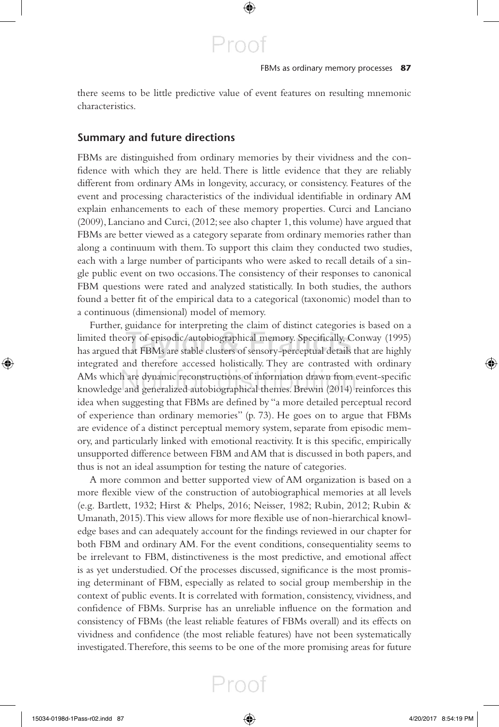there seems to be little predictive value of event features on resulting mnemonic characteristics.

## Summary and future directions

FBMs are distinguished from ordinary memories by their vividness and the confidence with which they are held. There is little evidence that they are reliably different from ordinary AMs in longevity, accuracy, or consistency. Features of the event and processing characteristics of the individual identifiable in ordinary AM explain enhancements to each of these memory properties. Curci and Lanciano (2009), Lanciano and Curci, (2012; see also chapter 1, this volume) have argued that FBMs are better viewed as a category separate from ordinary memories rather than along a continuum with them. To support this claim they conducted two studies, each with a large number of participants who were asked to recall details of a single public event on two occasions. The consistency of their responses to canonical FBM questions were rated and analyzed statistically. In both studies, the authors found a better fit of the empirical data to a categorical (taxonomic) model than to a continuous (dimensional) model of memory.

Further, guidance for interpreting the claim of distinct categories is based on a limited theory of episodic/autobiographical memory. Specifically, Conway (1995) has argued that FBMs are stable clusters of sensory-perceptual details that are highly integrated and therefore accessed holistically. They are contrasted with ordinary AMs which are dynamic reconstructions of information drawn from event-specific knowledge and generalized autobiographical themes. Brewin (2014) reinforces this idea when suggesting that FBMs are defined by "a more detailed perceptual record of experience than ordinary memories" (p. 73). He goes on to argue that FBMs are evidence of a distinct perceptual memory system, separate from episodic memory, and particularly linked with emotional reactivity. It is this specific, empirically unsupported difference between FBM and AM that is discussed in both papers, and thus is not an ideal assumption for testing the nature of categories.

A more common and better supported view of AM organization is based on a more flexible view of the construction of autobiographical memories at all levels (e.g. Bartlett, 1932; Hirst & Phelps, 2016; Neisser, 1982; Rubin, 2012; Rubin & Umanath, 2015). This view allows for more flexible use of non-hierarchical knowledge bases and can adequately account for the findings reviewed in our chapter for both FBM and ordinary AM. For the event conditions, consequentiality seems to be irrelevant to FBM, distinctiveness is the most predictive, and emotional affect is as yet understudied. Of the processes discussed, significance is the most promising determinant of FBM, especially as related to social group membership in the context of public events. It is correlated with formation, consistency, vividness, and confidence of FBMs. Surprise has an unreliable influence on the formation and consistency of FBMs (the least reliable features of FBMs overall) and its effects on vividness and confidence (the most reliable features) have not been systematically investigated. Therefore, this seems to be one of the more promising areas for future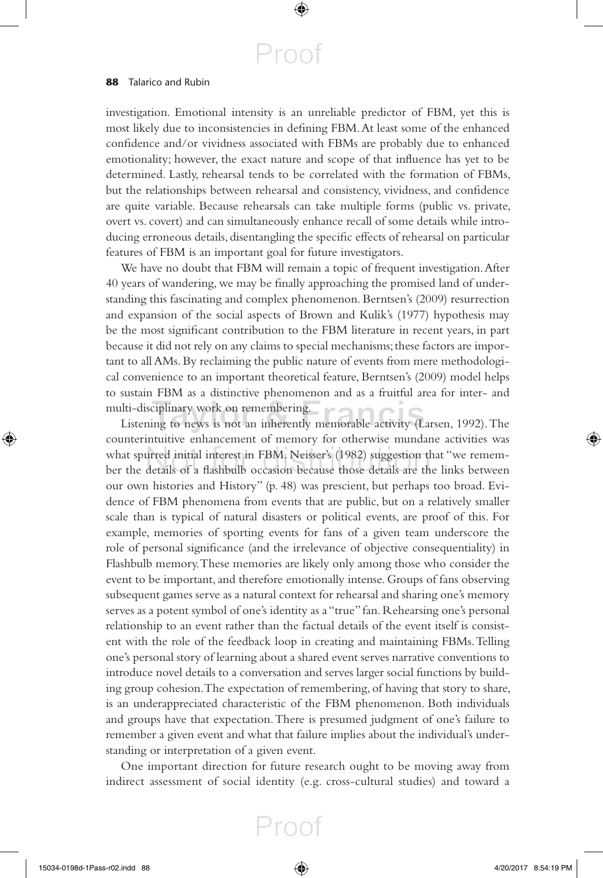investigation. Emotional intensity is an unreliable predictor of FBM, yet this is most likely due to inconsistencies in defining FBM. At least some of the enhanced confidence and/or vividness associated with FBMs are probably due to enhanced emotionality; however, the exact nature and scope of that influence has yet to be determined. Lastly, rehearsal tends to be correlated with the formation of FBMs, but the relationships between rehearsal and consistency, vividness, and confidence are quite variable. Because rehearsals can take multiple forms (public vs. private, overt vs. covert) and can simultaneously enhance recall of some details while introducing erroneous details, disentangling the specific effects of rehearsal on particular features of FBM is an important goal for future investigators.

We have no doubt that FBM will remain a topic of frequent investigation. After 40 years of wandering, we may be finally approaching the promised land of understanding this fascinating and complex phenomenon. Berntsen's (2009) resurrection and expansion of the social aspects of Brown and Kulik's (1977) hypothesis may be the most significant contribution to the FBM literature in recent years, in part because it did not rely on any claims to special mechanisms; these factors are important to all AMs. By reclaiming the public nature of events from mere methodological convenience to an important theoretical feature, Berntsen's (2009) model helps to sustain FBM as a distinctive phenomenon and as a fruitful area for inter- and multi-disciplinary work on remembering.

Listening to news is not an inherently memorable activity (Larsen, 1992). The counterintuitive enhancement of memory for otherwise mundane activities was what spurred initial interest in FBM. Neisser's (1982) suggestion that "we remember the details of a flashbulb occasion because those details are the links between our own histories and History" (p. 48) was prescient, but perhaps too broad. Evidence of FBM phenomena from events that are public, but on a relatively smaller scale than is typical of natural disasters or political events, are proof of this. For example, memories of sporting events for fans of a given team underscore the role of personal significance (and the irrelevance of objective consequentiality) in Flashbulb memory. These memories are likely only among those who consider the event to be important, and therefore emotionally intense. Groups of fans observing subsequent games serve as a natural context for rehearsal and sharing one's memory serves as a potent symbol of one's identity as a "true" fan. Rehearsing one's personal relationship to an event rather than the factual details of the event itself is consistent with the role of the feedback loop in creating and maintaining FBMs. Telling one's personal story of learning about a shared event serves narrative conventions to introduce novel details to a conversation and serves larger social functions by building group cohesion. The expectation of remembering, of having that story to share, is an underappreciated characteristic of the FBM phenomenon. Both individuals and groups have that expectation. There is presumed judgment of one's failure to remember a given event and what that failure implies about the individual's understanding or interpretation of a given event.

One important direction for future research ought to be moving away from indirect assessment of social identity (e.g. cross-cultural studies) and toward a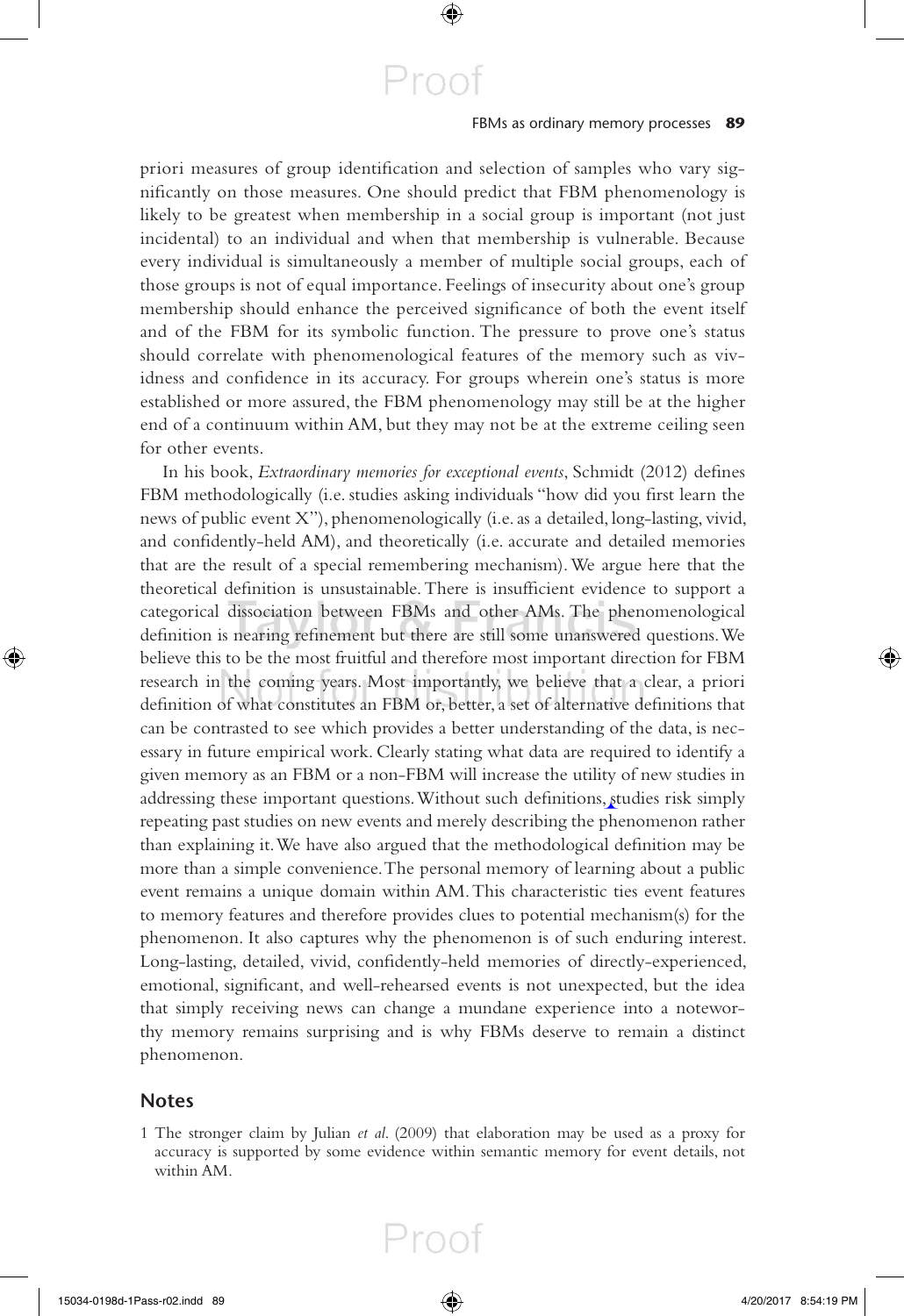priori measures of group identification and selection of samples who vary significantly on those measures. One should predict that FBM phenomenology is likely to be greatest when membership in a social group is important (not just incidental) to an individual and when that membership is vulnerable. Because every individual is simultaneously a member of multiple social groups, each of those groups is not of equal importance. Feelings of insecurity about one's group membership should enhance the perceived significance of both the event itself and of the FBM for its symbolic function. The pressure to prove one's status should correlate with phenomenological features of the memory such as vividness and confidence in its accuracy. For groups wherein one's status is more established or more assured, the FBM phenomenology may still be at the higher end of a continuum within AM, but they may not be at the extreme ceiling seen for other events.

In his book, *Extraordinary memories for exceptional events*, Schmidt (2012) defines FBM methodologically (i.e. studies asking individuals "how did you first learn the news of public event X"), phenomenologically (i.e. as a detailed, long-lasting, vivid, and confidently-held AM), and theoretically (i.e. accurate and detailed memories that are the result of a special remembering mechanism). We argue here that the theoretical definition is unsustainable. There is insufficient evidence to support a categorical dissociation between FBMs and other AMs. The phenomenological definition is nearing refinement but there are still some unanswered questions. We believe this to be the most fruitful and therefore most important direction for FBM research in the coming years. Most importantly, we believe that a clear, a priori definition of what constitutes an FBM or, better, a set of alternative definitions that can be contrasted to see which provides a better understanding of the data, is necessary in future empirical work. Clearly stating what data are required to identify a given memory as an FBM or a non-FBM will increase the utility of new studies in addressing these important questions. Without such definitions, studies risk simply repeating past studies on new events and merely describing the phenomenon rather than explaining it. We have also argued that the methodological definition may be more than a simple convenience. The personal memory of learning about a public event remains a unique domain within AM. This characteristic ties event features to memory features and therefore provides clues to potential mechanism(s) for the phenomenon. It also captures why the phenomenon is of such enduring interest. Long-lasting, detailed, vivid, confidently-held memories of directly-experienced, emotional, significant, and well-rehearsed events is not unexpected, but the idea that simply receiving news can change a mundane experience into a noteworthy memory remains surprising and is why FBMs deserve to remain a distinct phenomenon.

## Notes

1 The stronger claim by Julian *et al*. (2009) that elaboration may be used as a proxy for accuracy is supported by some evidence within semantic memory for event details, not within AM.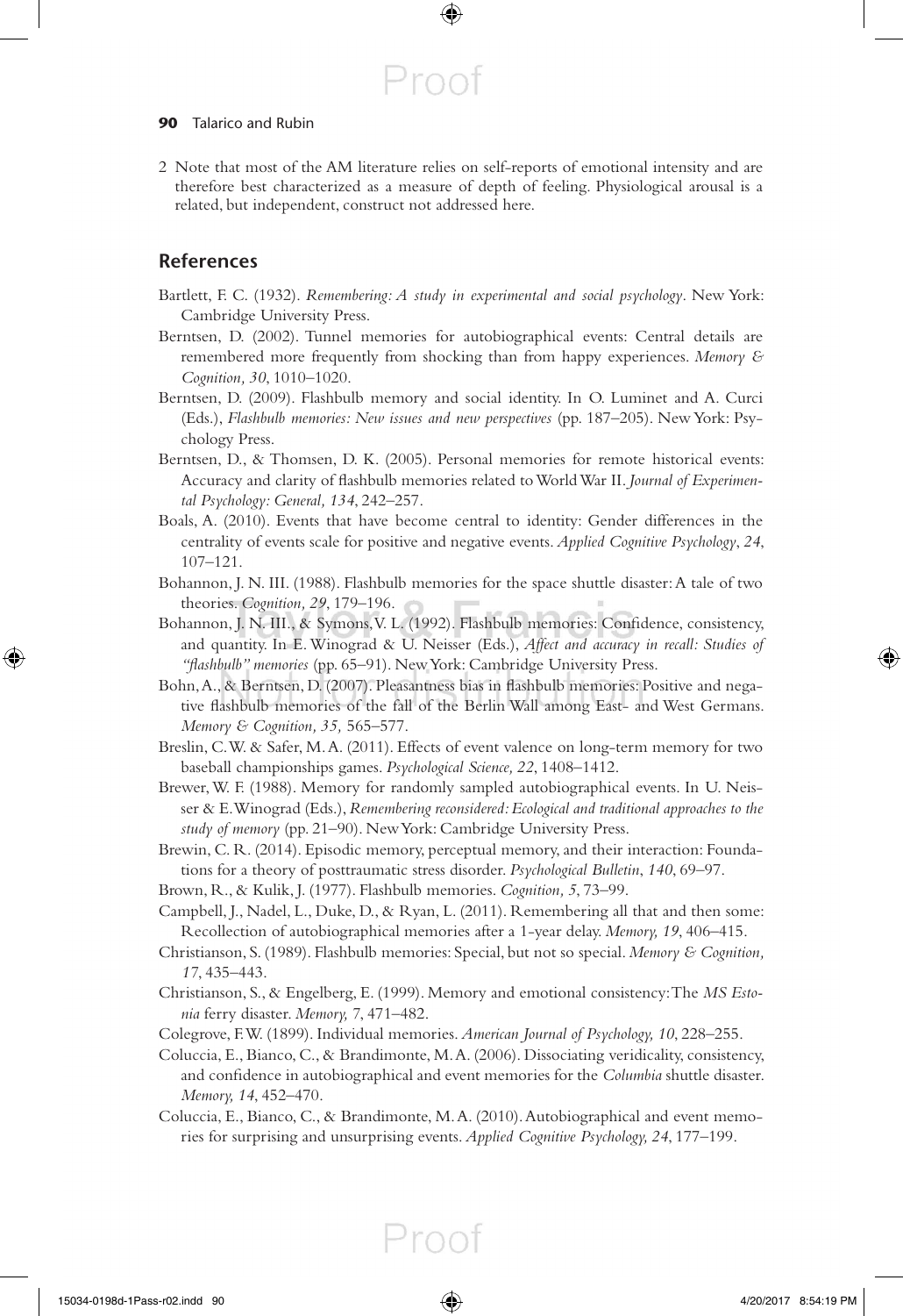2 Note that most of the AM literature relies on self-reports of emotional intensity and are therefore best characterized as a measure of depth of feeling. Physiological arousal is a related, but independent, construct not addressed here.

## References

Bartlett, F. C. (1932). *Remembering: A study in experimental and social psychology*. New York: Cambridge University Press.

Berntsen, D. (2002). Tunnel memories for autobiographical events: Central details are remembered more frequently from shocking than from happy experiences. *Memory & Cognition, 30*, 1010–1020.

Berntsen, D. (2009). Flashbulb memory and social identity. In O. Luminet and A. Curci (Eds.), *Flashbulb memories: New issues and new perspectives* (pp. 187–205). New York: Psychology Press.

Berntsen, D., & Thomsen, D. K. (2005). Personal memories for remote historical events: Accuracy and clarity of flashbulb memories related to World War II. *Journal of Experimental Psychology: General, 134*, 242–257.

Boals, A. (2010). Events that have become central to identity: Gender differences in the centrality of events scale for positive and negative events. *Applied Cognitive Psychology*, *24*, 107–121.

Bohannon, J. N. III. (1988). Flashbulb memories for the space shuttle disaster: A tale of two theories. *Cognition, 29*, 179–196.

Bohannon, J. N. III., & Symons, V. L. (1992). Flashbulb memories: Confidence, consistency, and quantity. In E. Winograd & U. Neisser (Eds.), *Affect and accuracy in recall: Studies of "flashbulb" memories* (pp. 65–91). New York: Cambridge University Press.

Bohn, A., & Berntsen, D. (2007). Pleasantness bias in flashbulb memories: Positive and negative flashbulb memories of the fall of the Berlin Wall among East- and West Germans. *Memory & Cognition, 35,* 565–577.

Breslin, C. W. & Safer, M. A. (2011). Effects of event valence on long-term memory for two baseball championships games. *Psychological Science, 22*, 1408–1412.

Brewer, W. F. (1988). Memory for randomly sampled autobiographical events. In U. Neisser & E. Winograd (Eds.), *Remembering reconsidered: Ecological and traditional approaches to the study of memory* (pp. 21–90). New York: Cambridge University Press.

Brewin, C. R. (2014). Episodic memory, perceptual memory, and their interaction: Foundations for a theory of posttraumatic stress disorder. *Psychological Bulletin*, *140*, 69–97.

Brown, R., & Kulik, J. (1977). Flashbulb memories. *Cognition, 5*, 73–99.

Campbell, J., Nadel, L., Duke, D., & Ryan, L. (2011). Remembering all that and then some: Recollection of autobiographical memories after a 1-year delay. *Memory, 19*, 406–415.

Christianson, S. (1989). Flashbulb memories: Special, but not so special. *Memory & Cognition, 17*, 435–443.

Christianson, S., & Engelberg, E. (1999). Memory and emotional consistency: The *MS Estonia* ferry disaster. *Memory,* 7, 471–482.

Colegrove, F. W. (1899). Individual memories. *American Journal of Psychology, 10*, 228–255.

Coluccia, E., Bianco, C., & Brandimonte, M. A. (2006). Dissociating veridicality, consistency, and confidence in autobiographical and event memories for the *Columbia* shuttle disaster. *Memory, 14*, 452–470.

Coluccia, E., Bianco, C., & Brandimonte, M. A. (2010). Autobiographical and event memories for surprising and unsurprising events. *Applied Cognitive Psychology, 24*, 177–199.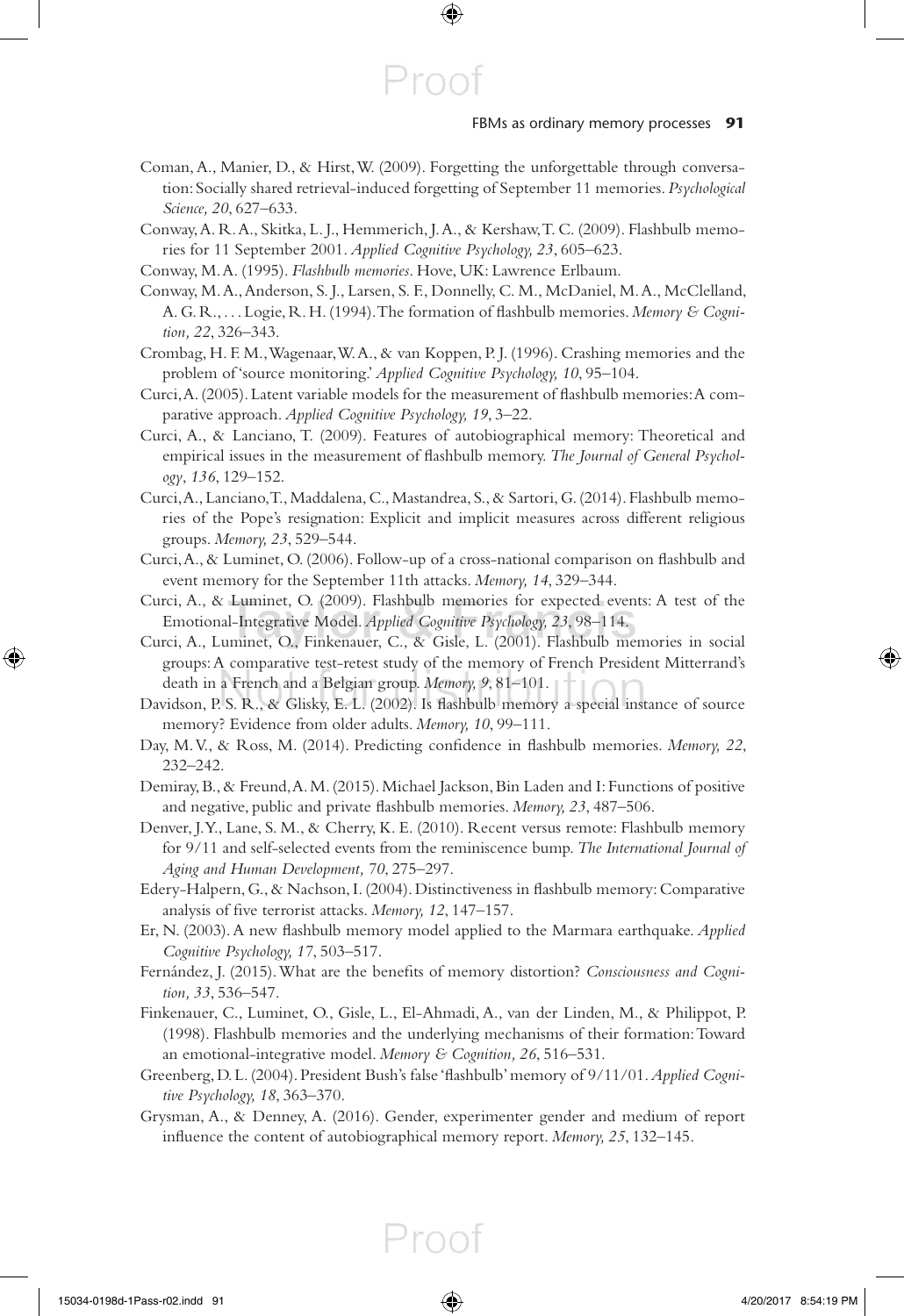Coman, A., Manier, D., & Hirst, W. (2009). Forgetting the unforgettable through conversation: Socially shared retrieval-induced forgetting of September 11 memories. *Psychological Science, 20*, 627–633.

Conway, A. R. A., Skitka, L. J., Hemmerich, J. A., & Kershaw, T. C. (2009). Flashbulb memories for 11 September 2001. *Applied Cognitive Psychology, 23*, 605–623.

Conway, M. A. (1995). *Flashbulb memories*. Hove, UK: Lawrence Erlbaum.

Conway, M. A., Anderson, S. J., Larsen, S. F., Donnelly, C. M., McDaniel, M. A., McClelland, A. G. R., . . . Logie, R. H. (1994). The formation of flashbulb memories. *Memory & Cognition, 22*, 326–343.

Crombag, H. F. M., Wagenaar, W. A., & van Koppen, P. J. (1996). Crashing memories and the problem of 'source monitoring.' *Applied Cognitive Psychology, 10*, 95–104.

Curci, A. (2005). Latent variable models for the measurement of flashbulb memories: A comparative approach. *Applied Cognitive Psychology, 19*, 3–22.

Curci, A., & Lanciano, T. (2009). Features of autobiographical memory: Theoretical and empirical issues in the measurement of flashbulb memory. *The Journal of General Psychology*, *136*, 129–152.

Curci, A., Lanciano, T., Maddalena, C., Mastandrea, S., & Sartori, G. (2014). Flashbulb memories of the Pope's resignation: Explicit and implicit measures across different religious groups. *Memory, 23*, 529–544.

Curci, A., & Luminet, O. (2006). Follow-up of a cross-national comparison on flashbulb and event memory for the September 11th attacks. *Memory, 14*, 329–344.

Curci, A., & Luminet, O. (2009). Flashbulb memories for expected events: A test of the Emotional-Integrative Model. *Applied Cognitive Psychology, 23*, 98–114.

Curci, A., Luminet, O., Finkenauer, C., & Gisle, L. (2001). Flashbulb memories in social groups: A comparative test-retest study of the memory of French President Mitterrand's death in a French and a Belgian group. *Memory, 9*, 81–101.

Davidson, P. S. R., & Glisky, E. L. (2002). Is flashbulb memory a special instance of source memory? Evidence from older adults. *Memory, 10*, 99–111.

Day, M. V., & Ross, M. (2014). Predicting confidence in flashbulb memories. *Memory, 22*, 232–242.

Demiray, B., & Freund, A. M. (2015). Michael Jackson, Bin Laden and I: Functions of positive and negative, public and private flashbulb memories. *Memory, 23*, 487–506.

Denver, J. Y., Lane, S. M., & Cherry, K. E. (2010). Recent versus remote: Flashbulb memory for 9/11 and self-selected events from the reminiscence bump. *The International Journal of Aging and Human Development, 70*, 275–297.

Edery-Halpern, G., & Nachson, I. (2004). Distinctiveness in flashbulb memory: Comparative analysis of five terrorist attacks. *Memory, 12*, 147–157.

Er, N. (2003). A new flashbulb memory model applied to the Marmara earthquake. *Applied Cognitive Psychology, 17*, 503–517.

Fernández, J. (2015). What are the benefits of memory distortion? *Consciousness and Cognition, 33*, 536–547.

Finkenauer, C., Luminet, O., Gisle, L., El-Ahmadi, A., van der Linden, M., & Philippot, P. (1998). Flashbulb memories and the underlying mechanisms of their formation: Toward an emotional-integrative model. *Memory & Cognition, 26*, 516–531.

Greenberg, D. L. (2004). President Bush's false 'flashbulb' memory of 9/11/01. *Applied Cognitive Psychology, 18*, 363–370.

Grysman, A., & Denney, A. (2016). Gender, experimenter gender and medium of report influence the content of autobiographical memory report. *Memory, 25*, 132–145.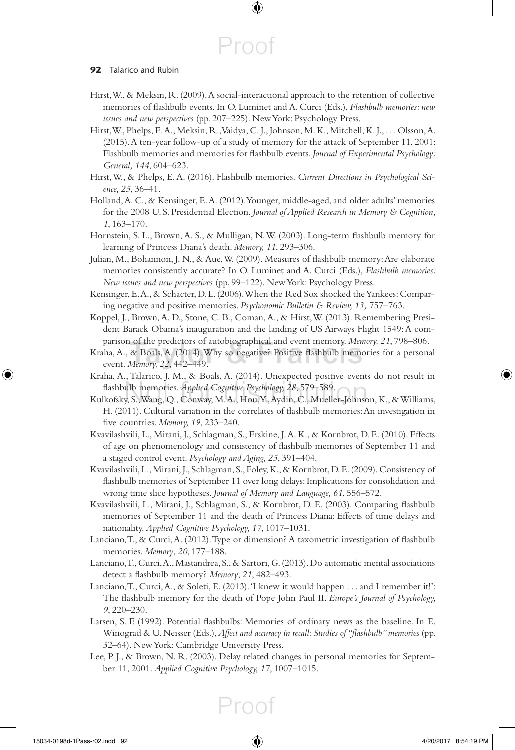Hirst, W., & Meksin, R. (2009). A social-interactional approach to the retention of collective memories of flashbulb events. In O. Luminet and A. Curci (Eds.), *Flashbulb memories: new issues and new perspectives* (pp. 207–225). New York: Psychology Press.

Hirst, W., Phelps, E. A., Meksin, R., Vaidya, C. J., Johnson, M. K., Mitchell, K. J., . . . Olsson, A. (2015). A ten-year follow-up of a study of memory for the attack of September 11, 2001: Flashbulb memories and memories for flashbulb events. *Journal of Experimental Psychology: General, 144*, 604–623.

Hirst, W., & Phelps, E. A. (2016). Flashbulb memories. *Current Directions in Psychological Science, 25*, 36–41.

Holland, A. C., & Kensinger, E. A. (2012). Younger, middle-aged, and older adults' memories for the 2008 U. S. Presidential Election. *Journal of Applied Research in Memory & Cognition, 1*, 163–170.

Hornstein, S. L., Brown, A. S., & Mulligan, N. W. (2003). Long-term flashbulb memory for learning of Princess Diana's death. *Memory, 11*, 293–306.

Julian, M., Bohannon, J. N., & Aue, W. (2009). Measures of flashbulb memory: Are elaborate memories consistently accurate? In O. Luminet and A. Curci (Eds.), *Flashbulb memories: New issues and new perspectives* (pp. 99–122). New York: Psychology Press.

Kensinger, E. A., & Schacter, D. L. (2006). When the Red Sox shocked the Yankees: Comparing negative and positive memories. *Psychonomic Bulletin & Review, 13,* 757–763.

Koppel, J., Brown, A. D., Stone, C. B., Coman, A., & Hirst, W. (2013). Remembering President Barack Obama's inauguration and the landing of US Airways Flight 1549: A comparison of the predictors of autobiographical and event memory. *Memory, 21*, 798–806.

Kraha, A., & Boals, A. (2014). Why so negative? Positive flashbulb memories for a personal event. *Memory, 22*, 442–449.

Kraha, A., Talarico, J. M., & Boals, A. (2014). Unexpected positive events do not result in flashbulb memories. *Applied Cognitive Psychology, 28*, 579–589.

Kulkofsky, S., Wang, Q., Conway, M. A., Hou, Y., Aydin, C., Mueller-Johnson, K., & Williams, H. (2011). Cultural variation in the correlates of flashbulb memories: An investigation in five countries. *Memory, 19*, 233–240.

Kvavilashvili, L., Mirani, J., Schlagman, S., Erskine, J. A. K., & Kornbrot, D. E. (2010). Effects of age on phenomenology and consistency of flashbulb memories of September 11 and a staged control event. *Psychology and Aging, 25*, 391–404.

Kvavilashvili, L., Mirani, J., Schlagman, S., Foley, K., & Kornbrot, D. E. (2009). Consistency of flashbulb memories of September 11 over long delays: Implications for consolidation and wrong time slice hypotheses. *Journal of Memory and Language, 61*, 556–572.

Kvavilashvili, L., Mirani, J., Schlagman, S., & Kornbrot, D. E. (2003). Comparing flashbulb memories of September 11 and the death of Princess Diana: Effects of time delays and nationality. *Applied Cognitive Psychology, 17*, 1017–1031.

Lanciano, T., & Curci, A. (2012). Type or dimension? A taxometric investigation of flashbulb memories. *Memory*, *20*, 177–188.

Lanciano, T., Curci, A., Mastandrea, S., & Sartori, G. (2013). Do automatic mental associations detect a flashbulb memory? *Memory*, *21*, 482–493.

Lanciano, T., Curci, A., & Soleti, E. (2013). 'I knew it would happen . . . and I remember it!': The flashbulb memory for the death of Pope John Paul II. *Europe's Journal of Psychology, 9*, 220–230.

Larsen, S. F. (1992). Potential flashbulbs: Memories of ordinary news as the baseline. In E. Winograd & U. Neisser (Eds.), *Affect and accuracy in recall: Studies of "flashbulb" memories* (pp. 32–64). New York: Cambridge University Press.

Lee, P. J., & Brown, N. R. (2003). Delay related changes in personal memories for September 11, 2001. *Applied Cognitive Psychology, 17*, 1007–1015.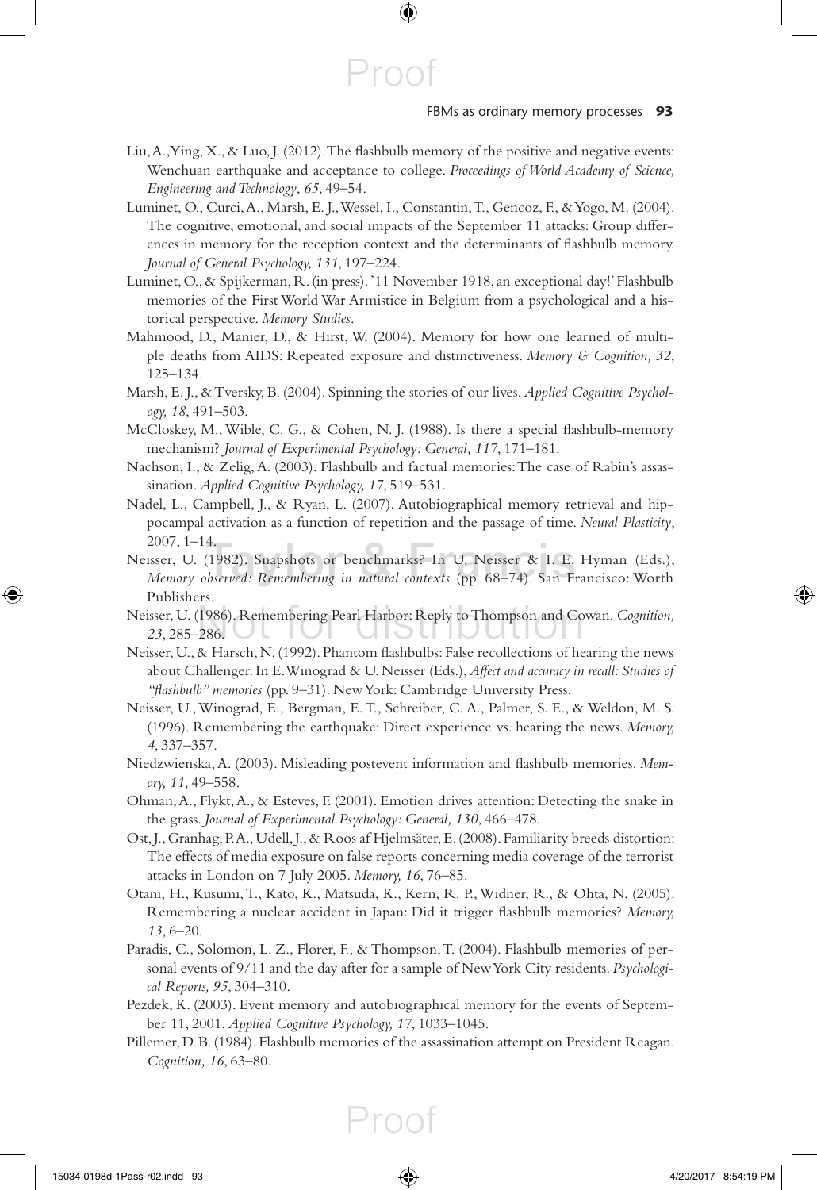Liu, A., Ying, X., & Luo, J. (2012). The flashbulb memory of the positive and negative events: Wenchuan earthquake and acceptance to college. *Proceedings of World Academy of Science, Engineering and Technology*, *65*, 49–54.

Luminet, O., Curci, A., Marsh, E. J., Wessel, I., Constantin, T., Gencoz, F., & Yogo, M. (2004). The cognitive, emotional, and social impacts of the September 11 attacks: Group differences in memory for the reception context and the determinants of flashbulb memory. *Journal of General Psychology, 131*, 197–224.

Luminet, O., & Spijkerman, R. (in press). '11 November 1918, an exceptional day!' Flashbulb memories of the First World War Armistice in Belgium from a psychological and a historical perspective. *Memory Studies*.

Mahmood, D., Manier, D., & Hirst, W. (2004). Memory for how one learned of multiple deaths from AIDS: Repeated exposure and distinctiveness. *Memory & Cognition, 32*, 125–134.

Marsh, E. J., & Tversky, B. (2004). Spinning the stories of our lives. *Applied Cognitive Psychology, 18*, 491–503.

McCloskey, M., Wible, C. G., & Cohen, N. J. (1988). Is there a special flashbulb-memory mechanism? *Journal of Experimental Psychology: General, 117*, 171–181.

Nachson, I., & Zelig, A. (2003). Flashbulb and factual memories: The case of Rabin's assassination. *Applied Cognitive Psychology, 17*, 519–531.

Nadel, L., Campbell, J., & Ryan, L. (2007). Autobiographical memory retrieval and hippocampal activation as a function of repetition and the passage of time. *Neural Plasticity*, 2007, 1–14.

Neisser, U. (1982). Snapshots or benchmarks? In U. Neisser & I. E. Hyman (Eds.), *Memory observed: Remembering in natural contexts* (pp. 68–74). San Francisco: Worth Publishers.

Neisser, U. (1986). Remembering Pearl Harbor: Reply to Thompson and Cowan. *Cognition, 23*, 285–286.

Neisser, U., & Harsch, N. (1992). Phantom flashbulbs: False recollections of hearing the news about Challenger. In E. Winograd & U. Neisser (Eds.), *Affect and accuracy in recall: Studies of "flashbulb" memories* (pp. 9–31). New York: Cambridge University Press.

Neisser, U., Winograd, E., Bergman, E. T., Schreiber, C. A., Palmer, S. E., & Weldon, M. S. (1996). Remembering the earthquake: Direct experience vs. hearing the news. *Memory, 4*, 337–357.

Niedzwienska, A. (2003). Misleading postevent information and flashbulb memories. *Memory, 11*, 49–558.

Ohman, A., Flykt, A., & Esteves, F. (2001). Emotion drives attention: Detecting the snake in the grass. *Journal of Experimental Psychology: General, 130*, 466–478.

Ost, J., Granhag, P. A., Udell, J., & Roos af Hjelmsäter, E. (2008). Familiarity breeds distortion: The effects of media exposure on false reports concerning media coverage of the terrorist attacks in London on 7 July 2005. *Memory, 16*, 76–85.

Otani, H., Kusumi, T., Kato, K., Matsuda, K., Kern, R. P., Widner, R., & Ohta, N. (2005). Remembering a nuclear accident in Japan: Did it trigger flashbulb memories? *Memory, 13*, 6–20.

Paradis, C., Solomon, L. Z., Florer, F., & Thompson, T. (2004). Flashbulb memories of personal events of 9/11 and the day after for a sample of New York City residents. *Psychological Reports, 95*, 304–310.

Pezdek, K. (2003). Event memory and autobiographical memory for the events of September 11, 2001. *Applied Cognitive Psychology, 17*, 1033–1045.

Pillemer, D. B. (1984). Flashbulb memories of the assassination attempt on President Reagan. *Cognition, 16*, 63–80.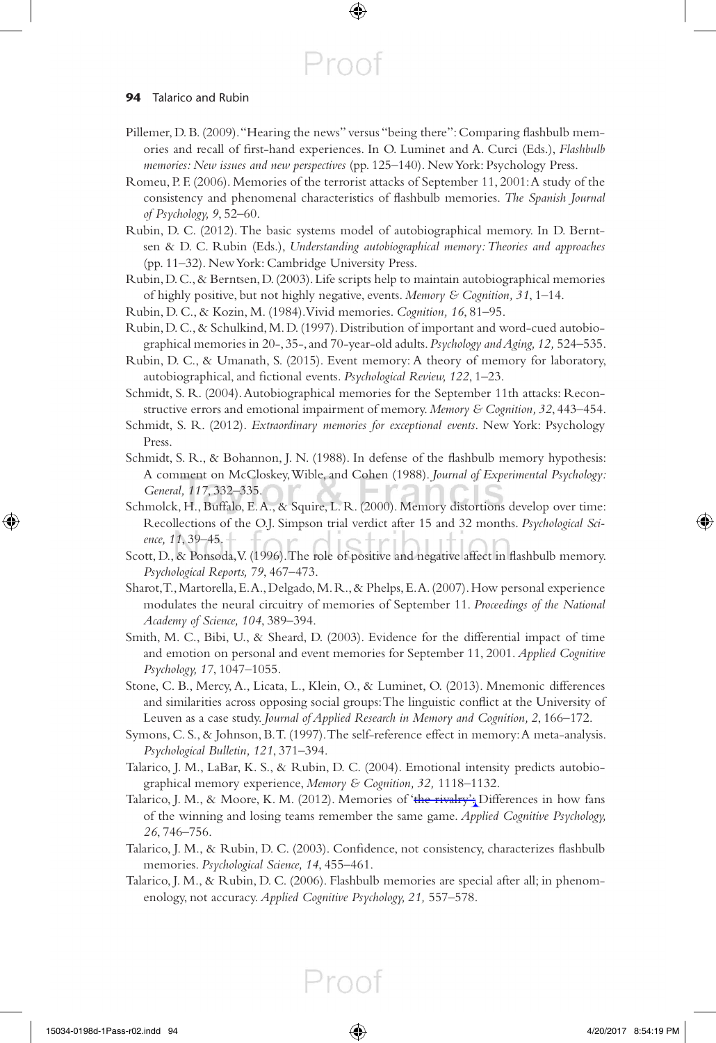Pillemer, D. B. (2009). "Hearing the news" versus "being there": Comparing flashbulb memories and recall of first-hand experiences. In O. Luminet and A. Curci (Eds.), *Flashbulb memories: New issues and new perspectives* (pp. 125–140). New York: Psychology Press.

Romeu, P. F. (2006). Memories of the terrorist attacks of September 11, 2001: A study of the consistency and phenomenal characteristics of flashbulb memories. *The Spanish Journal of Psychology, 9*, 52–60.

Rubin, D. C. (2012). The basic systems model of autobiographical memory. In D. Berntsen & D. C. Rubin (Eds.), *Understanding autobiographical memory: Theories and approaches* (pp. 11–32). New York: Cambridge University Press.

Rubin, D. C., & Berntsen, D. (2003). Life scripts help to maintain autobiographical memories of highly positive, but not highly negative, events. *Memory & Cognition, 31*, 1–14.

Rubin, D. C., & Kozin, M. (1984). Vivid memories. *Cognition, 16*, 81–95.

Rubin, D. C., & Schulkind, M. D. (1997). Distribution of important and word-cued autobiographical memories in 20-, 35-, and 70-year-old adults. *Psychology and Aging, 12,* 524–535.

Rubin, D. C., & Umanath, S. (2015). Event memory: A theory of memory for laboratory, autobiographical, and fictional events. *Psychological Review, 122*, 1–23.

Schmidt, S. R. (2004). Autobiographical memories for the September 11th attacks: Reconstructive errors and emotional impairment of memory. *Memory & Cognition, 32*, 443–454.

Schmidt, S. R. (2012). *Extraordinary memories for exceptional events.* New York: Psychology Press.

Schmidt, S. R., & Bohannon, J. N. (1988). In defense of the flashbulb memory hypothesis: A comment on McCloskey, Wible, and Cohen (1988). *Journal of Experimental Psychology: General, 117*, 332–335.

Schmolck, H., Buffalo, E. A., & Squire, L. R. (2000). Memory distortions develop over time: Recollections of the O.J. Simpson trial verdict after 15 and 32 months. *Psychological Science, 11*, 39–45.

Scott, D., & Ponsoda, V. (1996). The role of positive and negative affect in flashbulb memory. *Psychological Reports, 79*, 467–473.

Sharot, T., Martorella, E. A., Delgado, M. R., & Phelps, E. A. (2007). How personal experience modulates the neural circuitry of memories of September 11. *Proceedings of the National Academy of Science, 104*, 389–394.

Smith, M. C., Bibi, U., & Sheard, D. (2003). Evidence for the differential impact of time and emotion on personal and event memories for September 11, 2001. *Applied Cognitive Psychology, 17*, 1047–1055.

Stone, C. B., Mercy, A., Licata, L., Klein, O., & Luminet, O. (2013). Mnemonic differences and similarities across opposing social groups: The linguistic conflict at the University of Leuven as a case study. *Journal of Applied Research in Memory and Cognition, 2*, 166–172.

Symons, C. S., & Johnson, B. T. (1997). The self-reference effect in memory: A meta-analysis. *Psychological Bulletin, 121*, 371–394.

Talarico, J. M., LaBar, K. S., & Rubin, D. C. (2004). Emotional intensity predicts autobiographical memory experience, *Memory & Cognition, 32,* 1118–1132.

Talarico, J. M., & Moore, K. M. (2012). Memories of 'the rivalry': Differences in how fans of the winning and losing teams remember the same game. *Applied Cognitive Psychology, 26*, 746–756.

Talarico, J. M., & Rubin, D. C. (2003). Confidence, not consistency, characterizes flashbulb memories. *Psychological Science, 14*, 455–461.

Talarico, J. M., & Rubin, D. C. (2006). Flashbulb memories are special after all; in phenomenology, not accuracy. *Applied Cognitive Psychology, 21,* 557–578.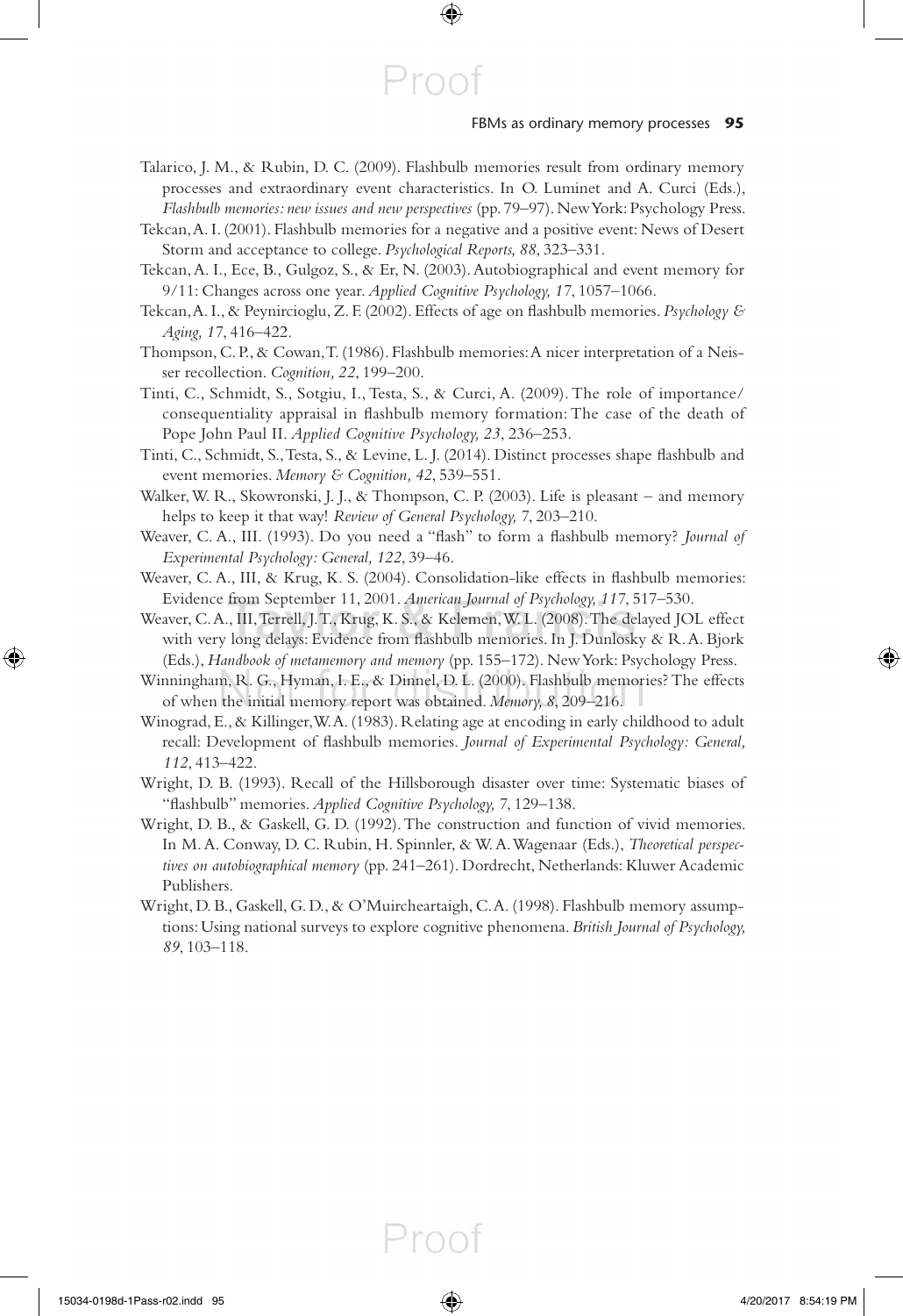Talarico, J. M., & Rubin, D. C. (2009). Flashbulb memories result from ordinary memory processes and extraordinary event characteristics. In O. Luminet and A. Curci (Eds.), *Flashbulb memories: new issues and new perspectives* (pp. 79–97). New York: Psychology Press.

Tekcan, A. I. (2001). Flashbulb memories for a negative and a positive event: News of Desert Storm and acceptance to college. *Psychological Reports, 88*, 323–331.

Tekcan, A. I., Ece, B., Gulgoz, S., & Er, N. (2003). Autobiographical and event memory for 9/11: Changes across one year. *Applied Cognitive Psychology, 17*, 1057–1066.

Tekcan, A. I., & Peynircioglu, Z. F. (2002). Effects of age on flashbulb memories. *Psychology & Aging, 17*, 416–422.

Thompson, C. P., & Cowan, T. (1986). Flashbulb memories: A nicer interpretation of a Neisser recollection. *Cognition, 22*, 199–200.

Tinti, C., Schmidt, S., Sotgiu, I., Testa, S., & Curci, A. (2009). The role of importance/consequentiality appraisal in flashbulb memory formation: The case of the death of Pope John Paul II. *Applied Cognitive Psychology, 23*, 236–253.

Tinti, C., Schmidt, S., Testa, S., & Levine, L. J. (2014). Distinct processes shape flashbulb and event memories. *Memory & Cognition, 42*, 539–551.

Walker, W. R., Skowronski, J. J., & Thompson, C. P. (2003). Life is pleasant – and memory helps to keep it that way! *Review of General Psychology, 7*, 203–210.

Weaver, C. A., III. (1993). Do you need a "flash" to form a flashbulb memory? *Journal of Experimental Psychology: General, 122*, 39–46.

Weaver, C. A., III, & Krug, K. S. (2004). Consolidation-like effects in flashbulb memories: Evidence from September 11, 2001. *American Journal of Psychology, 117*, 517–530.

Weaver, C. A., III, Terrell, J. T., Krug, K. S., & Kelemen, W. L. (2008). The delayed JOL effect with very long delays: Evidence from flashbulb memories. In J. Dunlosky & R. A. Bjork (Eds.), *Handbook of metamemory and memory* (pp. 155–172). New York: Psychology Press.

Winningham, R. G., Hyman, I. E., & Dinnel, D. L. (2000). Flashbulb memories? The effects of when the initial memory report was obtained. *Memory, 8*, 209–216.

Winograd, E., & Killinger, W. A. (1983). Relating age at encoding in early childhood to adult recall: Development of flashbulb memories. *Journal of Experimental Psychology: General, 112*, 413–422.

Wright, D. B. (1993). Recall of the Hillsborough disaster over time: Systematic biases of "flashbulb" memories. *Applied Cognitive Psychology, 7*, 129–138.

Wright, D. B., & Gaskell, G. D. (1992). The construction and function of vivid memories. In M. A. Conway, D. C. Rubin, H. Spinnler, & W. A. Wagenaar (Eds.), *Theoretical perspectives on autobiographical memory* (pp. 241–261). Dordrecht, Netherlands: Kluwer Academic Publishers.

Wright, D. B., Gaskell, G. D., & O'Muircheartaigh, C. A. (1998). Flashbulb memory assumptions: Using national surveys to explore cognitive phenomena. *British Journal of Psychology, 89*, 103–118.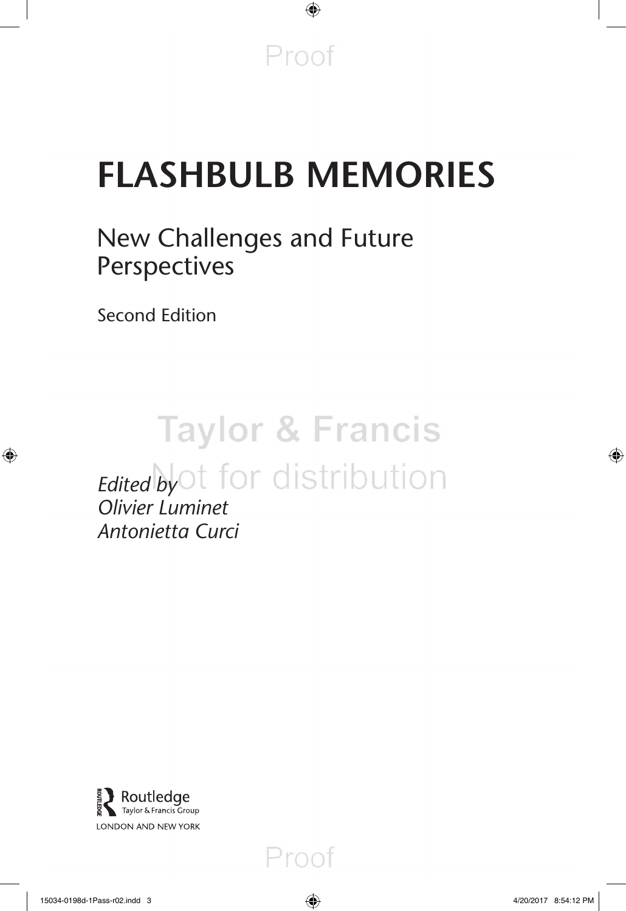# FLASHBULB MEMORIES

## New Challenges and Future Perspectives

Second Edition

*Edited by*
*Olivier Luminet*
*Antonietta Curci*

Routledge
Taylor & Francis Group
LONDON AND NEW YORK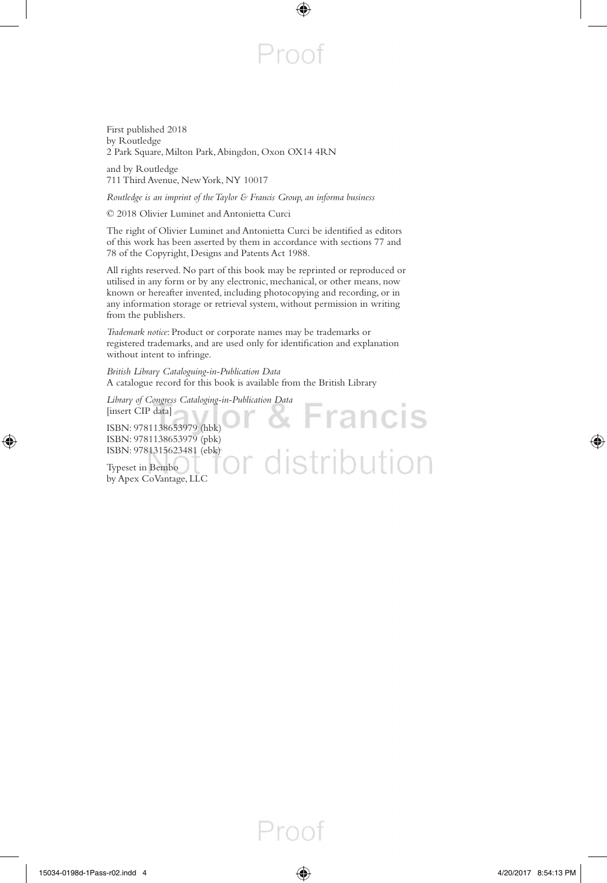First published 2018
by Routledge
2 Park Square, Milton Park, Abingdon, Oxon OX14 4RN

and by Routledge
711 Third Avenue, New York, NY 10017

*Routledge is an imprint of the Taylor & Francis Group, an informa business*

© 2018 Olivier Luminet and Antonietta Curci

The right of Olivier Luminet and Antonietta Curci be identified as editors of this work has been asserted by them in accordance with sections 77 and 78 of the Copyright, Designs and Patents Act 1988.

All rights reserved. No part of this book may be reprinted or reproduced or utilised in any form or by any electronic, mechanical, or other means, now known or hereafter invented, including photocopying and recording, or in any information storage or retrieval system, without permission in writing from the publishers.

*Trademark notice*: Product or corporate names may be trademarks or registered trademarks, and are used only for identification and explanation without intent to infringe.

*British Library Cataloguing-in-Publication Data*
A catalogue record for this book is available from the British Library

*Library of Congress Cataloging-in-Publication Data*
[insert CIP data]

ISBN: 9781138653979 (hbk)
ISBN: 9781138653979 (pbk)
ISBN: 9781315623481 (ebk)

Typeset in Bembo
by Apex CoVantage, LLC